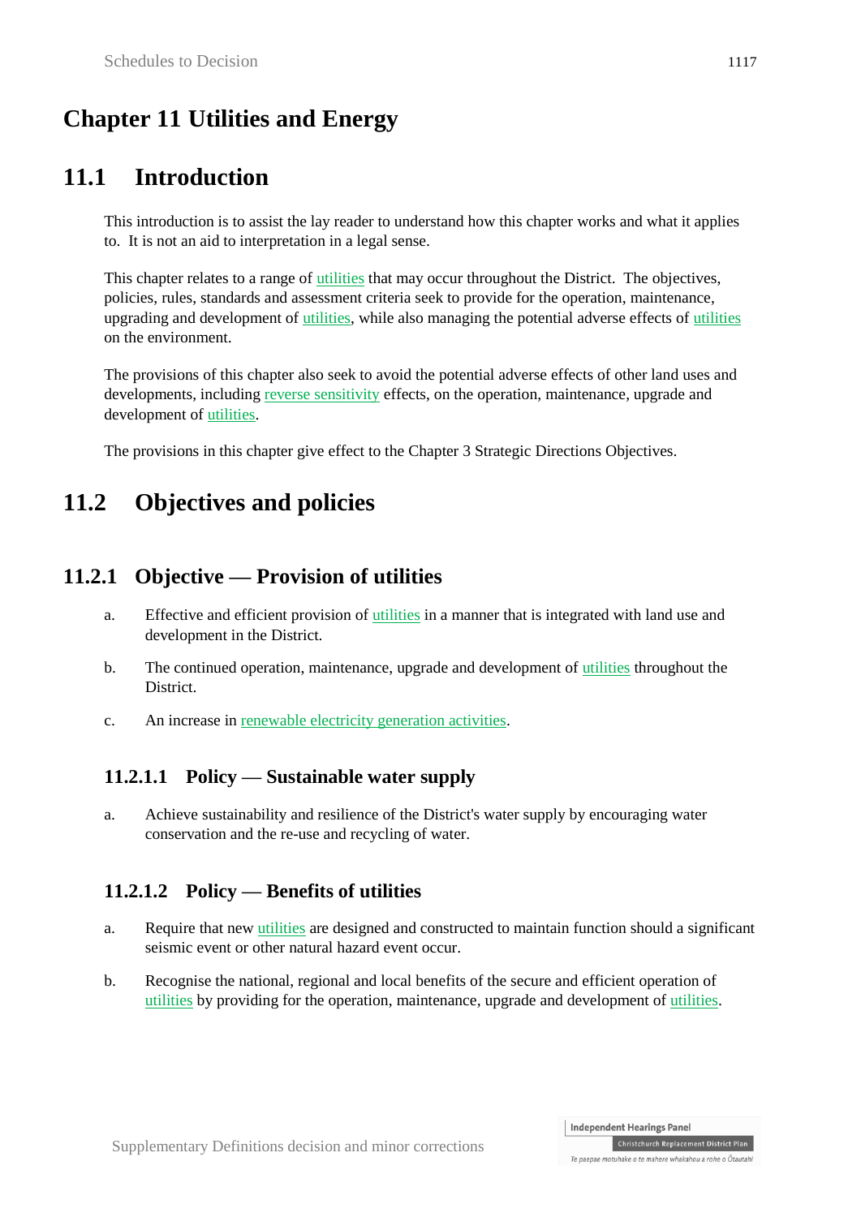# Chapter 11 Utilities and Energy

## 11.1 Introduction

This introduction is to assist the lay reader to understand how this chapter works and what it applies to. It is not an aid to interpretation in a legal sense.

This chapter relates to a range of utilities that may occur throughout the District. The objectives, policies, rules, standards and assessment criteria seek to provide for the operation, maintenance, upgrading and development of utilities, while also managing the potential adverse effects of utilities on the environment.

The provisions of this chapter also seek to avoid the potential adverse effects of other land uses and developments, including reverse sensitivity effects, on the operation, maintenance, upgrade and development of utilities.

The provisions in this chapter give effect to the Chapter 3 Strategic Directions Objectives.

## 11.2 Objectives and policies

### 11.2.1 Objective — Provision of utilities

a. Effective and efficient provision of utilities in a manner that is integrated with land use and development in the District.

b. The continued operation, maintenance, upgrade and development of utilities throughout the District.

c. An increase in renewable electricity generation activities.

#### 11.2.1.1 Policy — Sustainable water supply

a. Achieve sustainability and resilience of the District's water supply by encouraging water conservation and the re-use and recycling of water.

#### 11.2.1.2 Policy — Benefits of utilities

a. Require that new utilities are designed and constructed to maintain function should a significant seismic event or other natural hazard event occur.

b. Recognise the national, regional and local benefits of the secure and efficient operation of utilities by providing for the operation, maintenance, upgrade and development of utilities.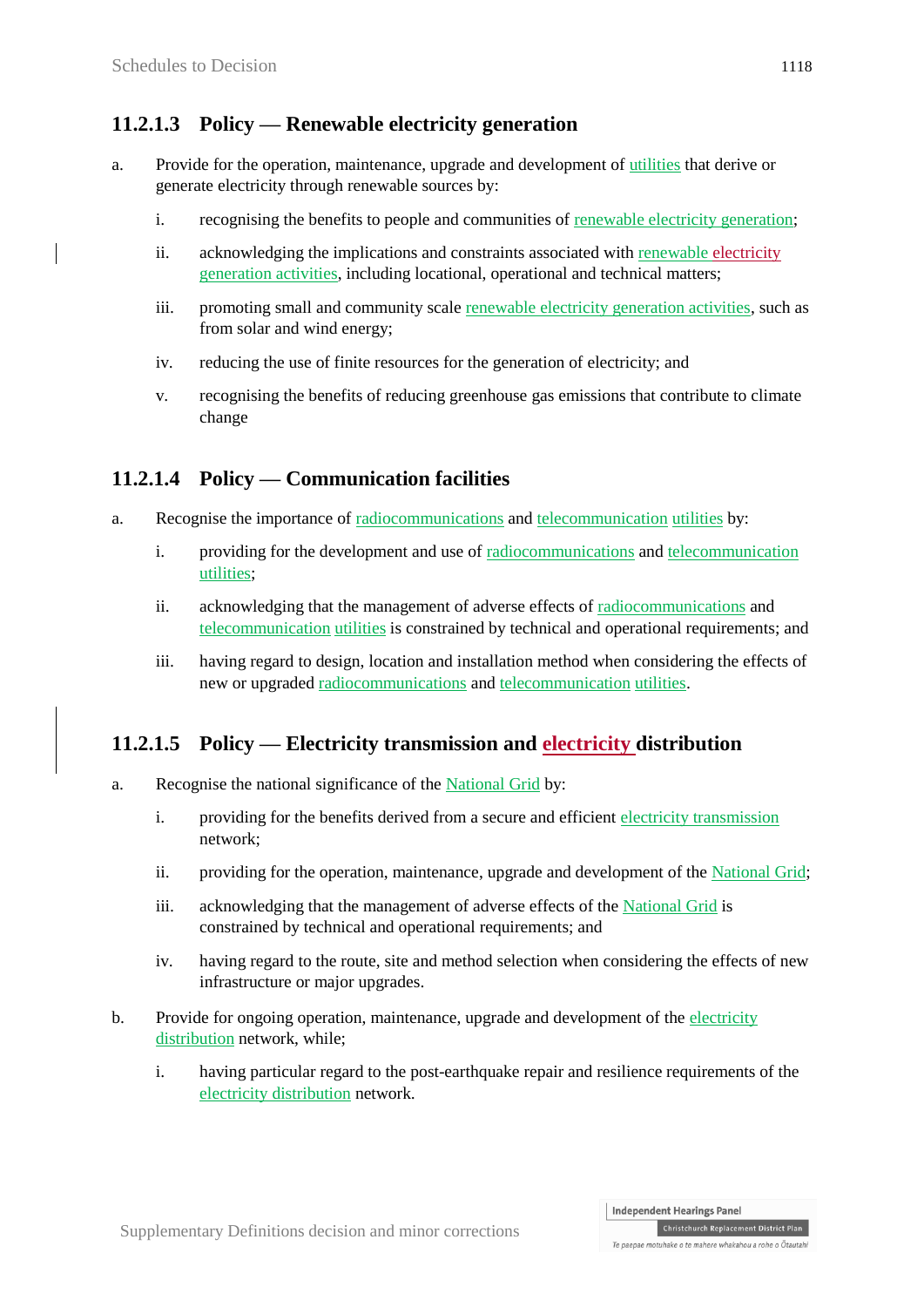### 11.2.1.3 Policy — Renewable electricity generation

a. Provide for the operation, maintenance, upgrade and development of utilities that derive or generate electricity through renewable sources by:

   i. recognising the benefits to people and communities of renewable electricity generation;

   ii. acknowledging the implications and constraints associated with renewable electricity generation activities, including locational, operational and technical matters;

   iii. promoting small and community scale renewable electricity generation activities, such as from solar and wind energy;

   iv. reducing the use of finite resources for the generation of electricity; and

   v. recognising the benefits of reducing greenhouse gas emissions that contribute to climate change

### 11.2.1.4 Policy — Communication facilities

a. Recognise the importance of radiocommunications and telecommunication utilities by:

   i. providing for the development and use of radiocommunications and telecommunication utilities;

   ii. acknowledging that the management of adverse effects of radiocommunications and telecommunication utilities is constrained by technical and operational requirements; and

   iii. having regard to design, location and installation method when considering the effects of new or upgraded radiocommunications and telecommunication utilities.

### 11.2.1.5 Policy — Electricity transmission and electricity distribution

a. Recognise the national significance of the National Grid by:

   i. providing for the benefits derived from a secure and efficient electricity transmission network;

   ii. providing for the operation, maintenance, upgrade and development of the National Grid;

   iii. acknowledging that the management of adverse effects of the National Grid is constrained by technical and operational requirements; and

   iv. having regard to the route, site and method selection when considering the effects of new infrastructure or major upgrades.

b. Provide for ongoing operation, maintenance, upgrade and development of the electricity distribution network, while;

   i. having particular regard to the post-earthquake repair and resilience requirements of the electricity distribution network.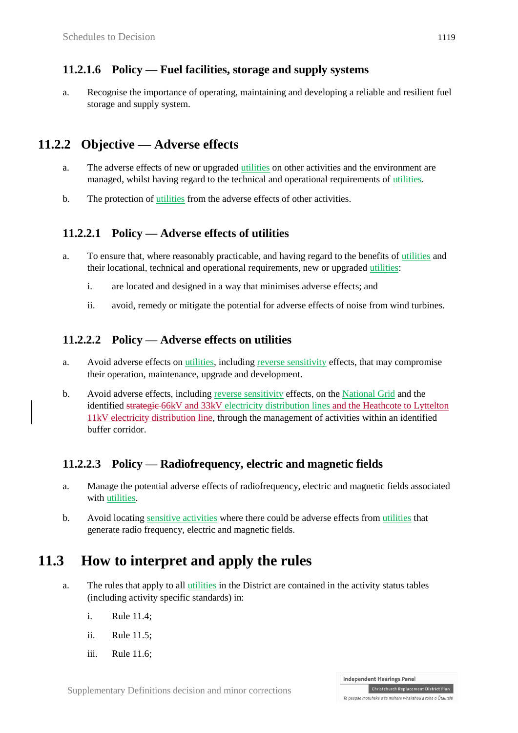### 11.2.1.6 Policy — Fuel facilities, storage and supply systems

a. Recognise the importance of operating, maintaining and developing a reliable and resilient fuel storage and supply system.

## 11.2.2 Objective — Adverse effects

a. The adverse effects of new or upgraded utilities on other activities and the environment are managed, whilst having regard to the technical and operational requirements of utilities.

b. The protection of utilities from the adverse effects of other activities.

### 11.2.2.1 Policy — Adverse effects of utilities

a. To ensure that, where reasonably practicable, and having regard to the benefits of utilities and their locational, technical and operational requirements, new or upgraded utilities:

   i. are located and designed in a way that minimises adverse effects; and

   ii. avoid, remedy or mitigate the potential for adverse effects of noise from wind turbines.

### 11.2.2.2 Policy — Adverse effects on utilities

a. Avoid adverse effects on utilities, including reverse sensitivity effects, that may compromise their operation, maintenance, upgrade and development.

b. Avoid adverse effects, including reverse sensitivity effects, on the National Grid and the identified ~~strategic~~ 66kV and 33kV electricity distribution lines and the Heathcote to Lyttelton 11kV electricity distribution line, through the management of activities within an identified buffer corridor.

### 11.2.2.3 Policy — Radiofrequency, electric and magnetic fields

a. Manage the potential adverse effects of radiofrequency, electric and magnetic fields associated with utilities.

b. Avoid locating sensitive activities where there could be adverse effects from utilities that generate radio frequency, electric and magnetic fields.

## 11.3 How to interpret and apply the rules

a. The rules that apply to all utilities in the District are contained in the activity status tables (including activity specific standards) in:

   i. Rule 11.4;

   ii. Rule 11.5;

   iii. Rule 11.6;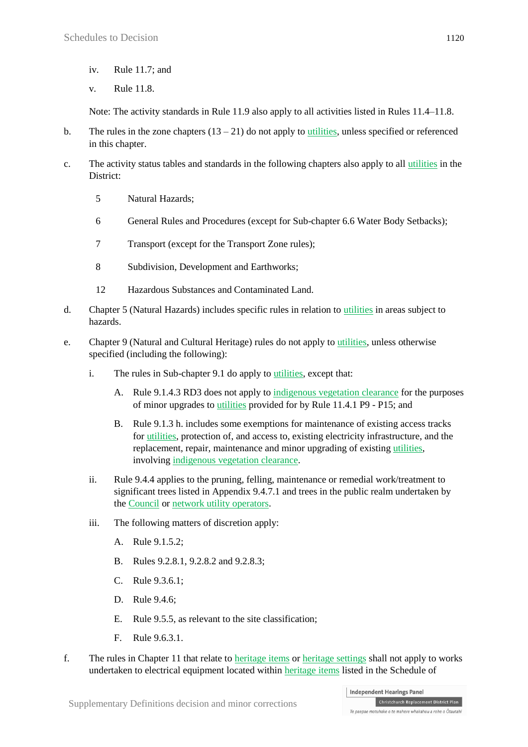iv. Rule 11.7; and

v. Rule 11.8.

Note: The activity standards in Rule 11.9 also apply to all activities listed in Rules 11.4–11.8.

b. The rules in the zone chapters (13 – 21) do not apply to utilities, unless specified or referenced in this chapter.

c. The activity status tables and standards in the following chapters also apply to all utilities in the District:

5 Natural Hazards;

6 General Rules and Procedures (except for Sub-chapter 6.6 Water Body Setbacks);

7 Transport (except for the Transport Zone rules);

8 Subdivision, Development and Earthworks;

12 Hazardous Substances and Contaminated Land.

d. Chapter 5 (Natural Hazards) includes specific rules in relation to utilities in areas subject to hazards.

e. Chapter 9 (Natural and Cultural Heritage) rules do not apply to utilities, unless otherwise specified (including the following):

i. The rules in Sub-chapter 9.1 do apply to utilities, except that:

A. Rule 9.1.4.3 RD3 does not apply to indigenous vegetation clearance for the purposes of minor upgrades to utilities provided for by Rule 11.4.1 P9 - P15; and

B. Rule 9.1.3 h. includes some exemptions for maintenance of existing access tracks for utilities, protection of, and access to, existing electricity infrastructure, and the replacement, repair, maintenance and minor upgrading of existing utilities, involving indigenous vegetation clearance.

ii. Rule 9.4.4 applies to the pruning, felling, maintenance or remedial work/treatment to significant trees listed in Appendix 9.4.7.1 and trees in the public realm undertaken by the Council or network utility operators.

iii. The following matters of discretion apply:

A. Rule 9.1.5.2;

B. Rules 9.2.8.1, 9.2.8.2 and 9.2.8.3;

C. Rule 9.3.6.1;

D. Rule 9.4.6;

E. Rule 9.5.5, as relevant to the site classification;

F. Rule 9.6.3.1.

f. The rules in Chapter 11 that relate to heritage items or heritage settings shall not apply to works undertaken to electrical equipment located within heritage items listed in the Schedule of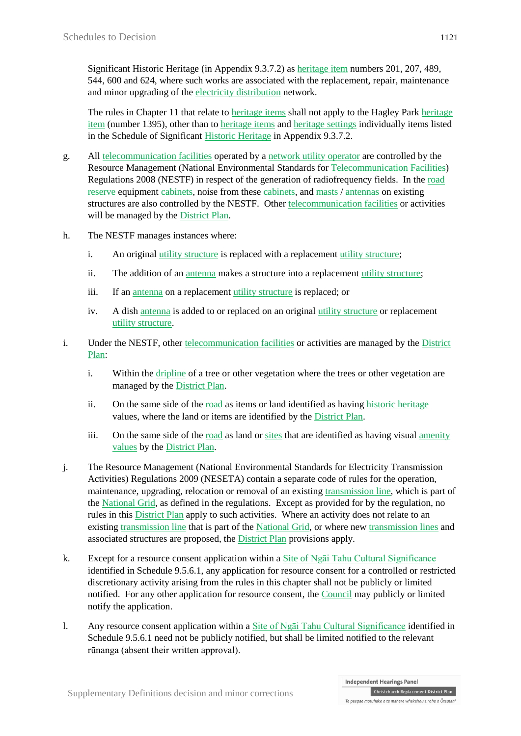Significant Historic Heritage (in Appendix 9.3.7.2) as heritage item numbers 201, 207, 489, 544, 600 and 624, where such works are associated with the replacement, repair, maintenance and minor upgrading of the electricity distribution network.

The rules in Chapter 11 that relate to heritage items shall not apply to the Hagley Park heritage item (number 1395), other than to heritage items and heritage settings individually items listed in the Schedule of Significant Historic Heritage in Appendix 9.3.7.2.

g. All telecommunication facilities operated by a network utility operator are controlled by the Resource Management (National Environmental Standards for Telecommunication Facilities) Regulations 2008 (NESTF) in respect of the generation of radiofrequency fields. In the road reserve equipment cabinets, noise from these cabinets, and masts / antennas on existing structures are also controlled by the NESTF. Other telecommunication facilities or activities will be managed by the District Plan.

h. The NESTF manages instances where:

   i. An original utility structure is replaced with a replacement utility structure;

   ii. The addition of an antenna makes a structure into a replacement utility structure;

   iii. If an antenna on a replacement utility structure is replaced; or

   iv. A dish antenna is added to or replaced on an original utility structure or replacement utility structure.

i. Under the NESTF, other telecommunication facilities or activities are managed by the District Plan:

   i. Within the dripline of a tree or other vegetation where the trees or other vegetation are managed by the District Plan.

   ii. On the same side of the road as items or land identified as having historic heritage values, where the land or items are identified by the District Plan.

   iii. On the same side of the road as land or sites that are identified as having visual amenity values by the District Plan.

j. The Resource Management (National Environmental Standards for Electricity Transmission Activities) Regulations 2009 (NESETA) contain a separate code of rules for the operation, maintenance, upgrading, relocation or removal of an existing transmission line, which is part of the National Grid, as defined in the regulations. Except as provided for by the regulation, no rules in this District Plan apply to such activities. Where an activity does not relate to an existing transmission line that is part of the National Grid, or where new transmission lines and associated structures are proposed, the District Plan provisions apply.

k. Except for a resource consent application within a Site of Ngāi Tahu Cultural Significance identified in Schedule 9.5.6.1, any application for resource consent for a controlled or restricted discretionary activity arising from the rules in this chapter shall not be publicly or limited notified. For any other application for resource consent, the Council may publicly or limited notify the application.

l. Any resource consent application within a Site of Ngāi Tahu Cultural Significance identified in Schedule 9.5.6.1 need not be publicly notified, but shall be limited notified to the relevant rūnanga (absent their written approval).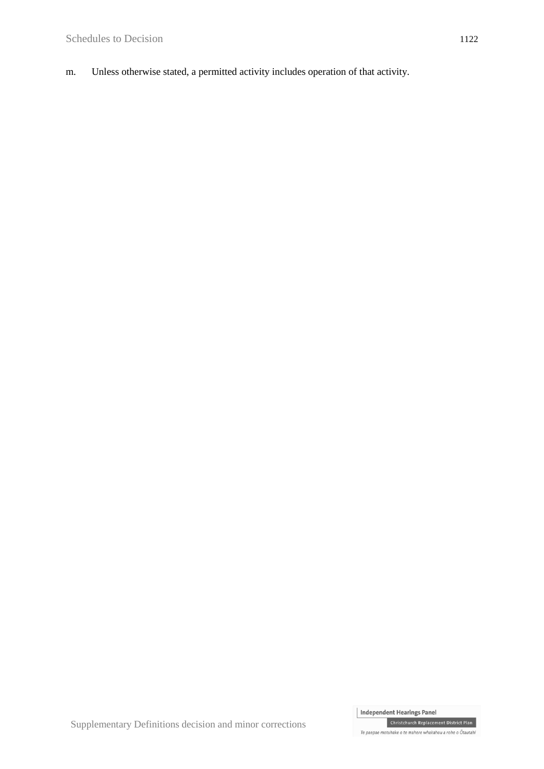m. Unless otherwise stated, a permitted activity includes operation of that activity.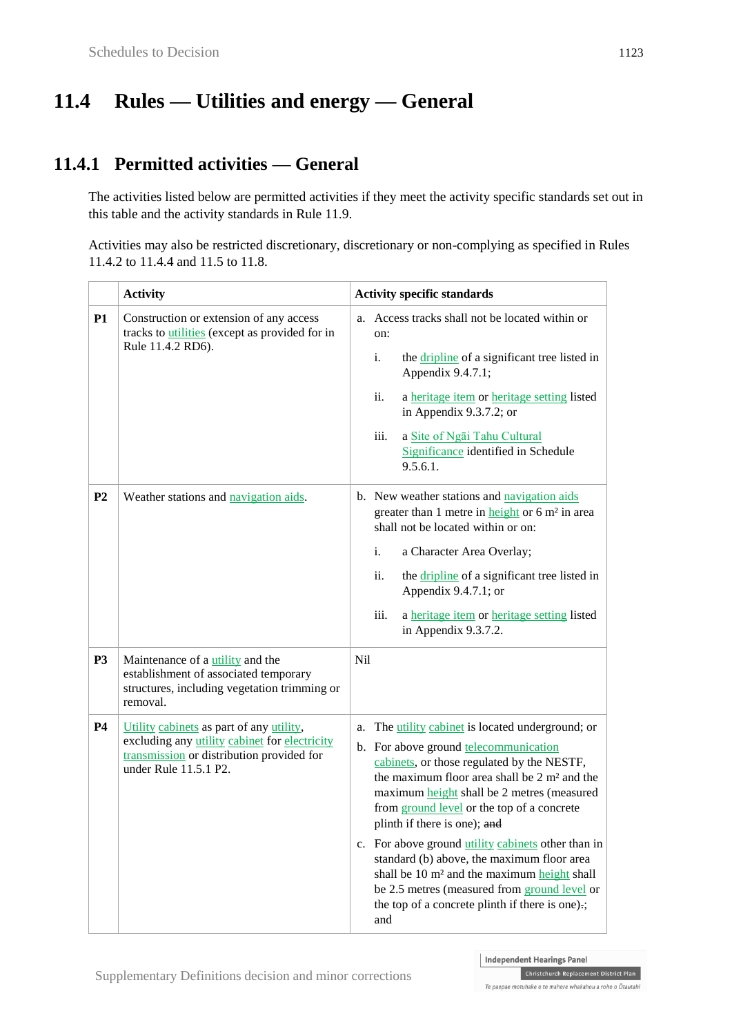# 11.4 Rules — Utilities and energy — General

## 11.4.1 Permitted activities — General

The activities listed below are permitted activities if they meet the activity specific standards set out in this table and the activity standards in Rule 11.9.

Activities may also be restricted discretionary, discretionary or non-complying as specified in Rules 11.4.2 to 11.4.4 and 11.5 to 11.8.

| | Activity | Activity specific standards |
|---|---|---|
| **P1** | Construction or extension of any access tracks to utilities (except as provided for in Rule 11.4.2 RD6). | a. Access tracks shall not be located within or on:<br>i. the dripline of a significant tree listed in Appendix 9.4.7.1;<br>ii. a heritage item or heritage setting listed in Appendix 9.3.7.2; or<br>iii. a Site of Ngāi Tahu Cultural Significance identified in Schedule 9.5.6.1. |
| **P2** | Weather stations and navigation aids. | b. New weather stations and navigation aids greater than 1 metre in height or 6 m² in area shall not be located within or on:<br>i. a Character Area Overlay;<br>ii. the dripline of a significant tree listed in Appendix 9.4.7.1; or<br>iii. a heritage item or heritage setting listed in Appendix 9.3.7.2. |
| **P3** | Maintenance of a utility and the establishment of associated temporary structures, including vegetation trimming or removal. | Nil |
| **P4** | Utility cabinets as part of any utility, excluding any utility cabinet for electricity transmission or distribution provided for under Rule 11.5.1 P2. | a. The utility cabinet is located underground; or<br>b. For above ground telecommunication cabinets, or those regulated by the NESTF, the maximum floor area shall be 2 m² and the maximum height shall be 2 metres (measured from ground level or the top of a concrete plinth if there is one); ~~and~~<br>c. For above ground utility cabinets other than in standard (b) above, the maximum floor area shall be 10 m² and the maximum height shall be 2.5 metres (measured from ground level or the top of a concrete plinth if there is one)~~.~~; and |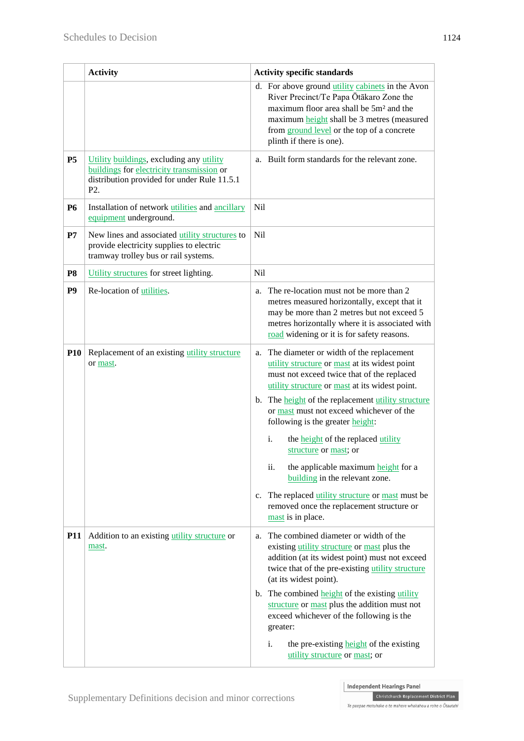|  | Activity | Activity specific standards |
|---|---|---|
|  |  | d. For above ground utility cabinets in the Avon River Precinct/Te Papa Ōtākaro Zone the maximum floor area shall be 5m² and the maximum height shall be 3 metres (measured from ground level or the top of a concrete plinth if there is one). |
| **P5** | Utility buildings, excluding any utility buildings for electricity transmission or distribution provided for under Rule 11.5.1 P2. | a. Built form standards for the relevant zone. |
| **P6** | Installation of network utilities and ancillary equipment underground. | Nil |
| **P7** | New lines and associated utility structures to provide electricity supplies to electric tramway trolley bus or rail systems. | Nil |
| **P8** | Utility structures for street lighting. | Nil |
| **P9** | Re-location of utilities. | a. The re-location must not be more than 2 metres measured horizontally, except that it may be more than 2 metres but not exceed 5 metres horizontally where it is associated with road widening or it is for safety reasons. |
| **P10** | Replacement of an existing utility structure or mast. | a. The diameter or width of the replacement utility structure or mast at its widest point must not exceed twice that of the replaced utility structure or mast at its widest point.<br><br>b. The height of the replacement utility structure or mast must not exceed whichever of the following is the greater height:<br><br>i. the height of the replaced utility structure or mast; or<br><br>ii. the applicable maximum height for a building in the relevant zone.<br><br>c. The replaced utility structure or mast must be removed once the replacement structure or mast is in place. |
| **P11** | Addition to an existing utility structure or mast. | a. The combined diameter or width of the existing utility structure or mast plus the addition (at its widest point) must not exceed twice that of the pre-existing utility structure (at its widest point).<br><br>b. The combined height of the existing utility structure or mast plus the addition must not exceed whichever of the following is the greater:<br><br>i. the pre-existing height of the existing utility structure or mast; or |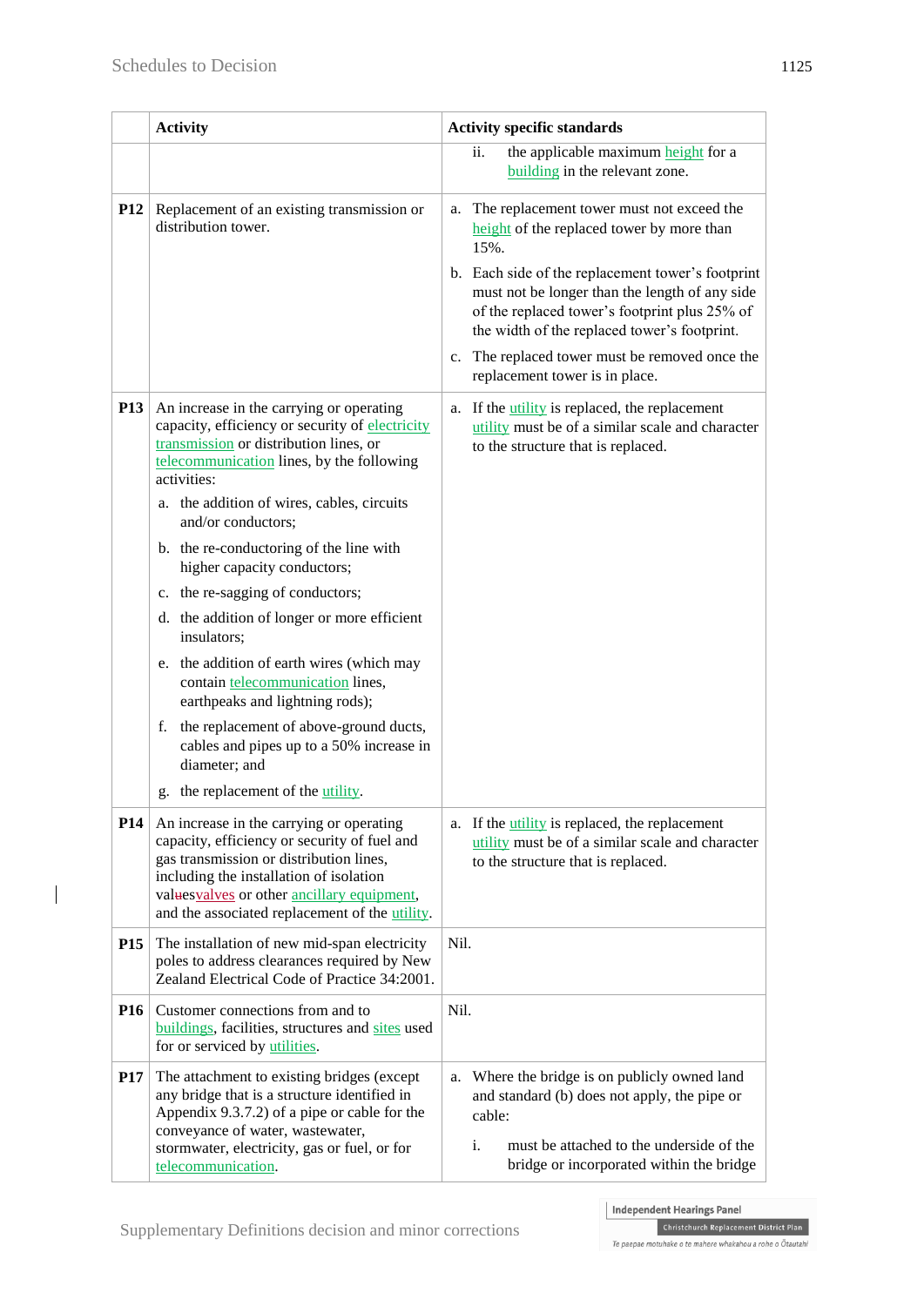| | Activity | Activity specific standards |
|---|---|---|
| | | ii. the applicable maximum height for a building in the relevant zone. |
| **P12** | Replacement of an existing transmission or distribution tower. | a. The replacement tower must not exceed the height of the replaced tower by more than 15%.<br><br>b. Each side of the replacement tower's footprint must not be longer than the length of any side of the replaced tower's footprint plus 25% of the width of the replaced tower's footprint.<br><br>c. The replaced tower must be removed once the replacement tower is in place. |
| **P13** | An increase in the carrying or operating capacity, efficiency or security of electricity transmission or distribution lines, or telecommunication lines, by the following activities:<br><br>a. the addition of wires, cables, circuits and/or conductors;<br><br>b. the re-conductoring of the line with higher capacity conductors;<br><br>c. the re-sagging of conductors;<br><br>d. the addition of longer or more efficient insulators;<br><br>e. the addition of earth wires (which may contain telecommunication lines, earthpeaks and lightning rods);<br><br>f. the replacement of above-ground ducts, cables and pipes up to a 50% increase in diameter; and<br><br>g. the replacement of the utility. | a. If the utility is replaced, the replacement utility must be of a similar scale and character to the structure that is replaced. |
| **P14** | An increase in the carrying or operating capacity, efficiency or security of fuel and gas transmission or distribution lines, including the installation of isolation valuesvalves or other ancillary equipment, and the associated replacement of the utility. | a. If the utility is replaced, the replacement utility must be of a similar scale and character to the structure that is replaced. |
| **P15** | The installation of new mid-span electricity poles to address clearances required by New Zealand Electrical Code of Practice 34:2001. | Nil. |
| **P16** | Customer connections from and to buildings, facilities, structures and sites used for or serviced by utilities. | Nil. |
| **P17** | The attachment to existing bridges (except any bridge that is a structure identified in Appendix 9.3.7.2) of a pipe or cable for the conveyance of water, wastewater, stormwater, electricity, gas or fuel, or for telecommunication. | a. Where the bridge is on publicly owned land and standard (b) does not apply, the pipe or cable:<br><br>i. must be attached to the underside of the bridge or incorporated within the bridge |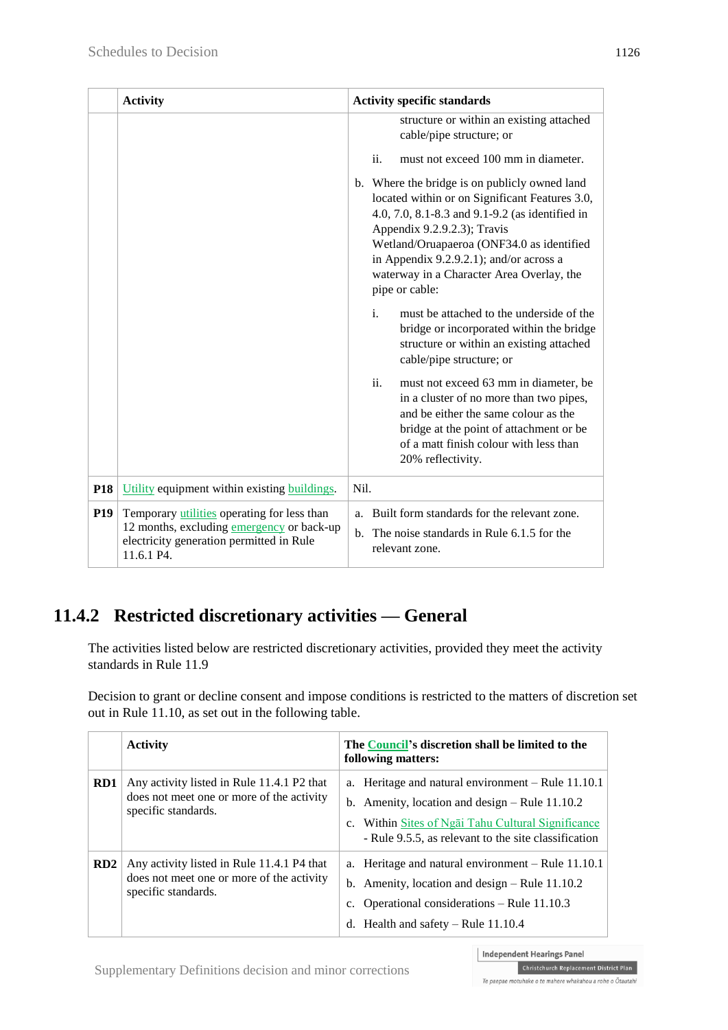| | Activity | Activity specific standards |
|---|---|---|
| | | structure or within an existing attached cable/pipe structure; or<br><br>ii. must not exceed 100 mm in diameter.<br><br>b. Where the bridge is on publicly owned land located within or on Significant Features 3.0, 4.0, 7.0, 8.1-8.3 and 9.1-9.2 (as identified in Appendix 9.2.9.2.3); Travis Wetland/Oruapaeroa (ONF34.0 as identified in Appendix 9.2.9.2.1); and/or across a waterway in a Character Area Overlay, the pipe or cable:<br><br>i. must be attached to the underside of the bridge or incorporated within the bridge structure or within an existing attached cable/pipe structure; or<br><br>ii. must not exceed 63 mm in diameter, be in a cluster of no more than two pipes, and be either the same colour as the bridge at the point of attachment or be of a matt finish colour with less than 20% reflectivity. |
| **P18** | Utility equipment within existing buildings. | Nil. |
| **P19** | Temporary utilities operating for less than 12 months, excluding emergency or back-up electricity generation permitted in Rule 11.6.1 P4. | a. Built form standards for the relevant zone.<br><br>b. The noise standards in Rule 6.1.5 for the relevant zone. |

## 11.4.2 Restricted discretionary activities — General

The activities listed below are restricted discretionary activities, provided they meet the activity standards in Rule 11.9

Decision to grant or decline consent and impose conditions is restricted to the matters of discretion set out in Rule 11.10, as set out in the following table.

| | Activity | The Council's discretion shall be limited to the following matters: |
|---|---|---|
| **RD1** | Any activity listed in Rule 11.4.1 P2 that does not meet one or more of the activity specific standards. | a. Heritage and natural environment – Rule 11.10.1<br><br>b. Amenity, location and design – Rule 11.10.2<br><br>c. Within Sites of Ngāi Tahu Cultural Significance - Rule 9.5.5, as relevant to the site classification |
| **RD2** | Any activity listed in Rule 11.4.1 P4 that does not meet one or more of the activity specific standards. | a. Heritage and natural environment – Rule 11.10.1<br><br>b. Amenity, location and design – Rule 11.10.2<br><br>c. Operational considerations – Rule 11.10.3<br><br>d. Health and safety – Rule 11.10.4 |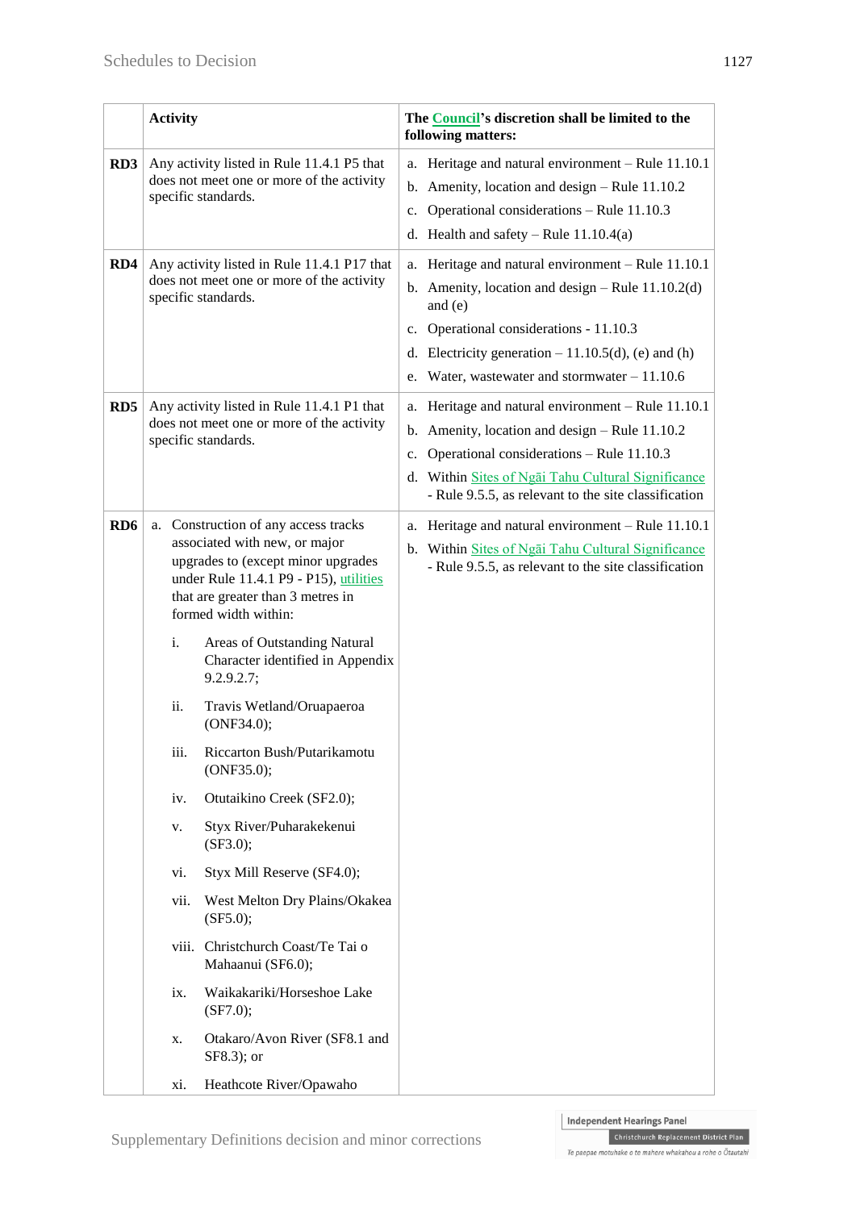| | Activity | The Council's discretion shall be limited to the following matters: |
|---|---|---|
| RD3 | Any activity listed in Rule 11.4.1 P5 that does not meet one or more of the activity specific standards. | a. Heritage and natural environment – Rule 11.10.1<br>b. Amenity, location and design – Rule 11.10.2<br>c. Operational considerations – Rule 11.10.3<br>d. Health and safety – Rule 11.10.4(a) |
| RD4 | Any activity listed in Rule 11.4.1 P17 that does not meet one or more of the activity specific standards. | a. Heritage and natural environment – Rule 11.10.1<br>b. Amenity, location and design – Rule 11.10.2(d) and (e)<br>c. Operational considerations - 11.10.3<br>d. Electricity generation – 11.10.5(d), (e) and (h)<br>e. Water, wastewater and stormwater – 11.10.6 |
| RD5 | Any activity listed in Rule 11.4.1 P1 that does not meet one or more of the activity specific standards. | a. Heritage and natural environment – Rule 11.10.1<br>b. Amenity, location and design – Rule 11.10.2<br>c. Operational considerations – Rule 11.10.3<br>d. Within Sites of Ngāi Tahu Cultural Significance - Rule 9.5.5, as relevant to the site classification |
| RD6 | a. Construction of any access tracks associated with new, or major upgrades to (except minor upgrades under Rule 11.4.1 P9 - P15), utilities that are greater than 3 metres in formed width within:<br>i. Areas of Outstanding Natural Character identified in Appendix 9.2.9.2.7;<br>ii. Travis Wetland/Oruapaeroa (ONF34.0);<br>iii. Riccarton Bush/Putarikamotu (ONF35.0);<br>iv. Otutaikino Creek (SF2.0);<br>v. Styx River/Puharakekenui (SF3.0);<br>vi. Styx Mill Reserve (SF4.0);<br>vii. West Melton Dry Plains/Okakea (SF5.0);<br>viii. Christchurch Coast/Te Tai o Mahaanui (SF6.0);<br>ix. Waikakariki/Horseshoe Lake (SF7.0);<br>x. Otakaro/Avon River (SF8.1 and SF8.3); or<br>xi. Heathcote River/Opawaho | a. Heritage and natural environment – Rule 11.10.1<br>b. Within Sites of Ngāi Tahu Cultural Significance - Rule 9.5.5, as relevant to the site classification |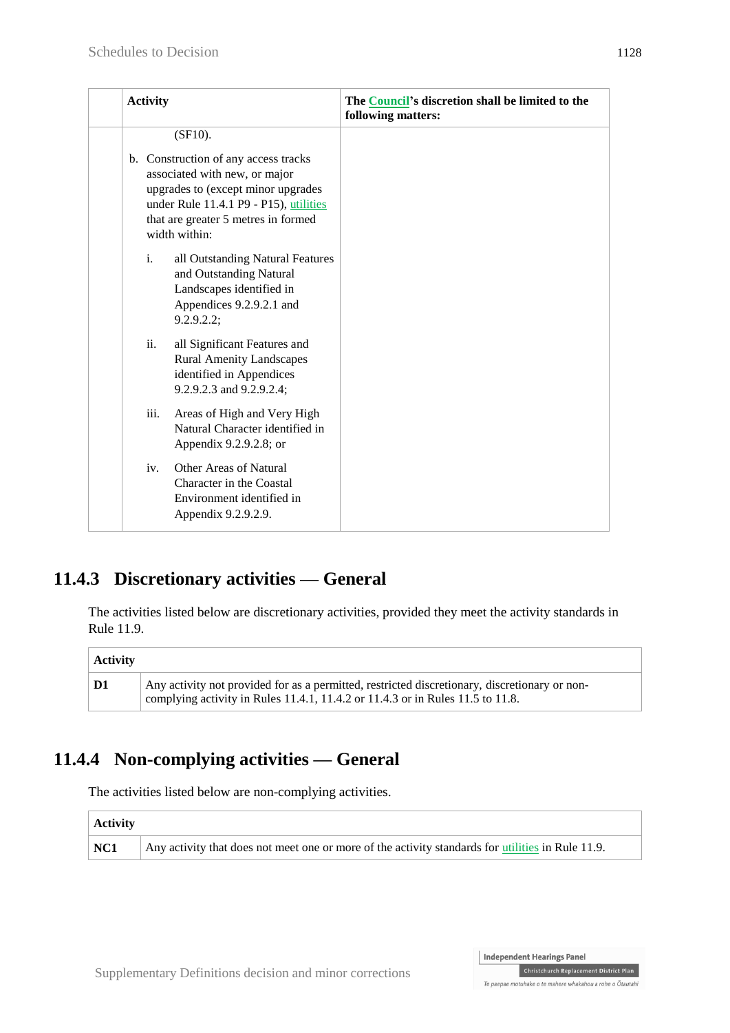| | Activity | The Council's discretion shall be limited to the following matters: |
|---|---|---|
| | (SF10).<br><br>b. Construction of any access tracks associated with new, or major upgrades to (except minor upgrades under Rule 11.4.1 P9 - P15), utilities that are greater 5 metres in formed width within:<br><br>i. all Outstanding Natural Features and Outstanding Natural Landscapes identified in Appendices 9.2.9.2.1 and 9.2.9.2.2;<br><br>ii. all Significant Features and Rural Amenity Landscapes identified in Appendices 9.2.9.2.3 and 9.2.9.2.4;<br><br>iii. Areas of High and Very High Natural Character identified in Appendix 9.2.9.2.8; or<br><br>iv. Other Areas of Natural Character in the Coastal Environment identified in Appendix 9.2.9.2.9. | |

## 11.4.3 Discretionary activities — General

The activities listed below are discretionary activities, provided they meet the activity standards in Rule 11.9.

| Activity | |
|---|---|
| **D1** | Any activity not provided for as a permitted, restricted discretionary, discretionary or non-complying activity in Rules 11.4.1, 11.4.2 or 11.4.3 or in Rules 11.5 to 11.8. |

## 11.4.4 Non-complying activities — General

The activities listed below are non-complying activities.

| Activity | |
|---|---|
| **NC1** | Any activity that does not meet one or more of the activity standards for utilities in Rule 11.9. |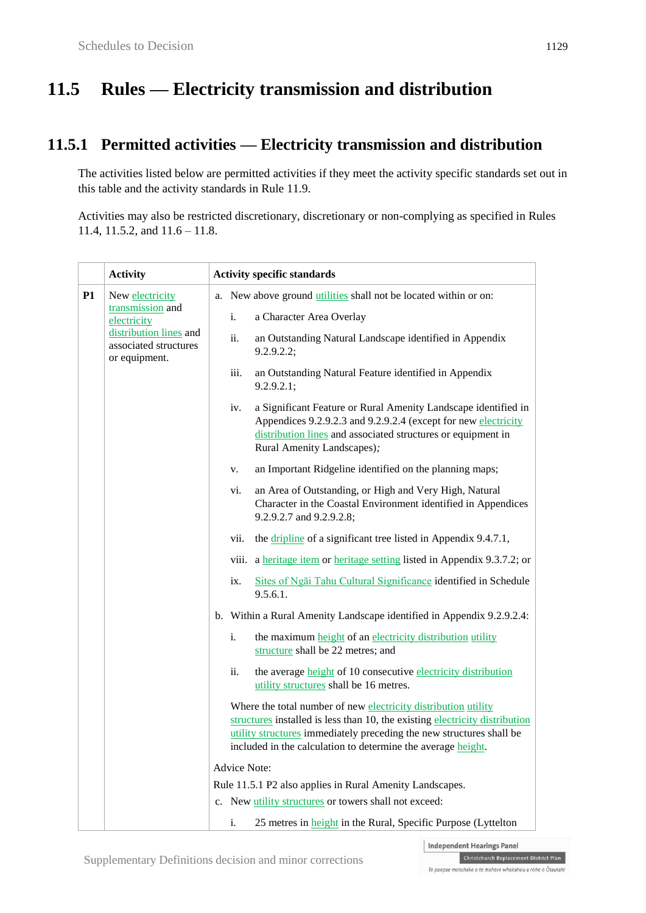## 11.5 Rules — Electricity transmission and distribution

### 11.5.1 Permitted activities — Electricity transmission and distribution

The activities listed below are permitted activities if they meet the activity specific standards set out in this table and the activity standards in Rule 11.9.

Activities may also be restricted discretionary, discretionary or non-complying as specified in Rules 11.4, 11.5.2, and 11.6 – 11.8.

| | Activity | Activity specific standards |
|---|---|---|
| **P1** | New electricity transmission and electricity distribution lines and associated structures or equipment. | a. New above ground utilities shall not be located within or on:<br>i. a Character Area Overlay<br>ii. an Outstanding Natural Landscape identified in Appendix 9.2.9.2.2;<br>iii. an Outstanding Natural Feature identified in Appendix 9.2.9.2.1;<br>iv. a Significant Feature or Rural Amenity Landscape identified in Appendices 9.2.9.2.3 and 9.2.9.2.4 (except for new electricity distribution lines and associated structures or equipment in Rural Amenity Landscapes);<br>v. an Important Ridgeline identified on the planning maps;<br>vi. an Area of Outstanding, or High and Very High, Natural Character in the Coastal Environment identified in Appendices 9.2.9.2.7 and 9.2.9.2.8;<br>vii. the dripline of a significant tree listed in Appendix 9.4.7.1,<br>viii. a heritage item or heritage setting listed in Appendix 9.3.7.2; or<br>ix. Sites of Ngāi Tahu Cultural Significance identified in Schedule 9.5.6.1.<br>b. Within a Rural Amenity Landscape identified in Appendix 9.2.9.2.4:<br>i. the maximum height of an electricity distribution utility structure shall be 22 metres; and<br>ii. the average height of 10 consecutive electricity distribution utility structures shall be 16 metres.<br>Where the total number of new electricity distribution utility structures installed is less than 10, the existing electricity distribution utility structures immediately preceding the new structures shall be included in the calculation to determine the average height.<br>Advice Note:<br>Rule 11.5.1 P2 also applies in Rural Amenity Landscapes.<br>c. New utility structures or towers shall not exceed:<br>i. 25 metres in height in the Rural, Specific Purpose (Lyttelton |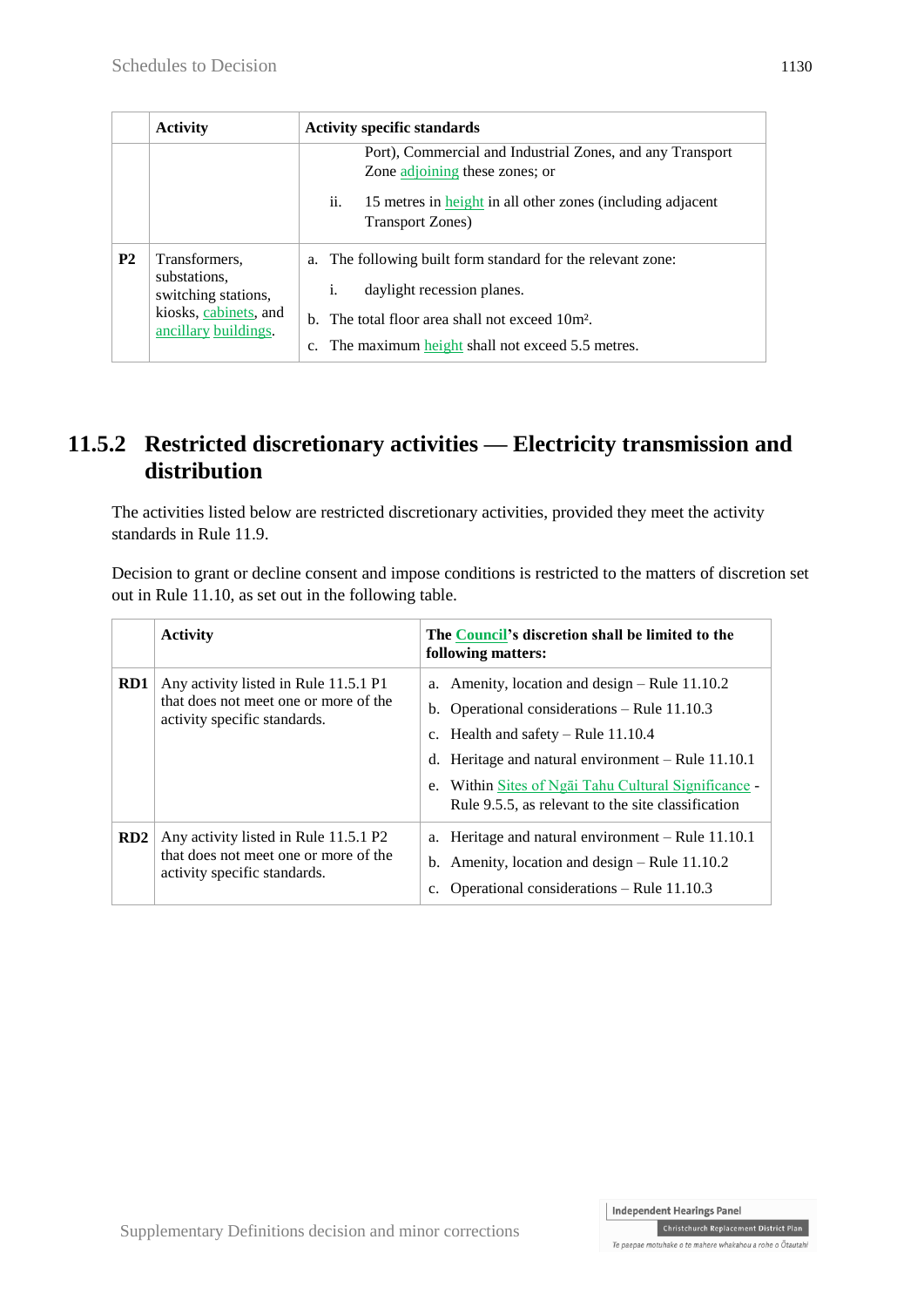|  | Activity | Activity specific standards |
|---|---|---|
|  |  | Port), Commercial and Industrial Zones, and any Transport Zone adjoining these zones; or<br>ii. 15 metres in height in all other zones (including adjacent Transport Zones) |
| **P2** | Transformers, substations, switching stations, kiosks, cabinets, and ancillary buildings. | a. The following built form standard for the relevant zone:<br>i. daylight recession planes.<br>b. The total floor area shall not exceed 10m².<br>c. The maximum height shall not exceed 5.5 metres. |

## 11.5.2 Restricted discretionary activities — Electricity transmission and distribution

The activities listed below are restricted discretionary activities, provided they meet the activity standards in Rule 11.9.

Decision to grant or decline consent and impose conditions is restricted to the matters of discretion set out in Rule 11.10, as set out in the following table.

|  | Activity | The Council's discretion shall be limited to the following matters: |
|---|---|---|
| **RD1** | Any activity listed in Rule 11.5.1 P1 that does not meet one or more of the activity specific standards. | a. Amenity, location and design – Rule 11.10.2<br>b. Operational considerations – Rule 11.10.3<br>c. Health and safety – Rule 11.10.4<br>d. Heritage and natural environment – Rule 11.10.1<br>e. Within Sites of Ngāi Tahu Cultural Significance - Rule 9.5.5, as relevant to the site classification |
| **RD2** | Any activity listed in Rule 11.5.1 P2 that does not meet one or more of the activity specific standards. | a. Heritage and natural environment – Rule 11.10.1<br>b. Amenity, location and design – Rule 11.10.2<br>c. Operational considerations – Rule 11.10.3 |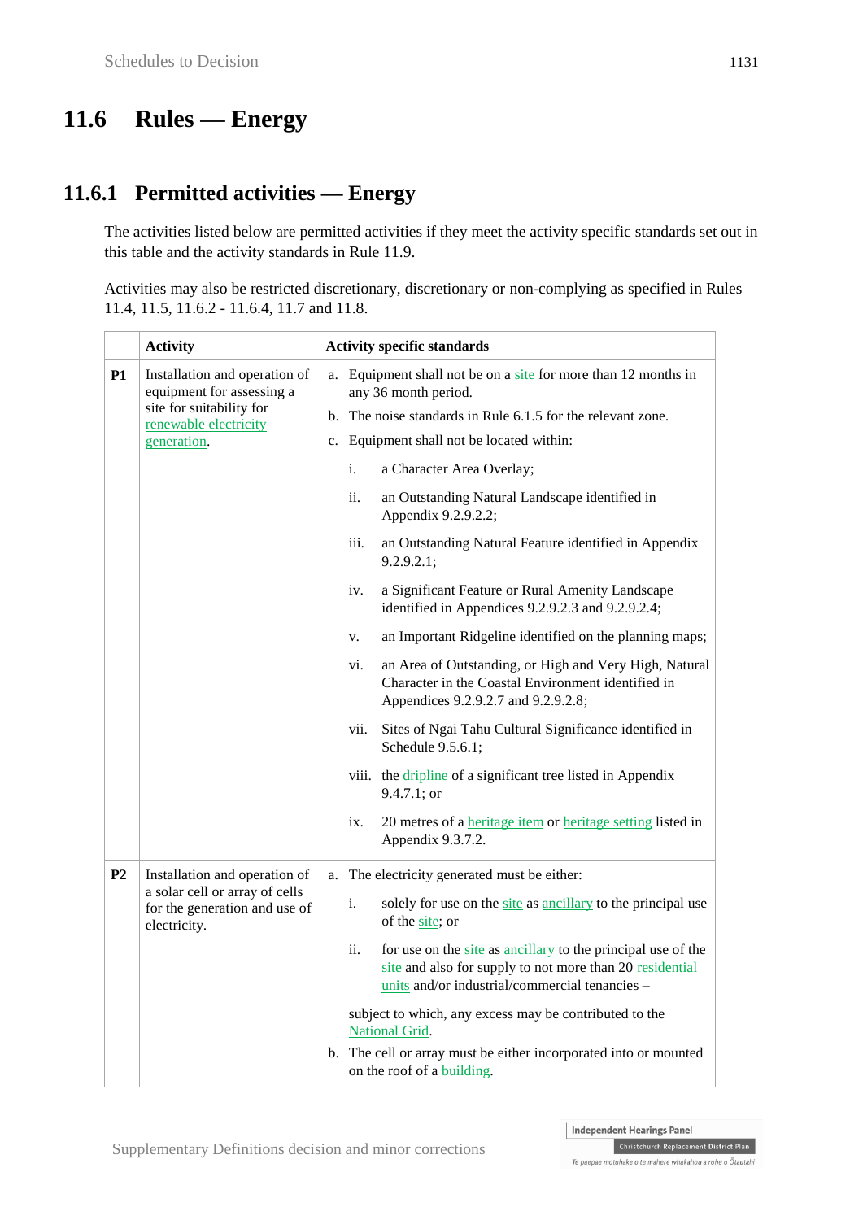# 11.6 Rules — Energy

## 11.6.1 Permitted activities — Energy

The activities listed below are permitted activities if they meet the activity specific standards set out in this table and the activity standards in Rule 11.9.

Activities may also be restricted discretionary, discretionary or non-complying as specified in Rules 11.4, 11.5, 11.6.2 - 11.6.4, 11.7 and 11.8.

| | Activity | Activity specific standards |
|---|---|---|
| **P1** | Installation and operation of equipment for assessing a site for suitability for renewable electricity generation. | a. Equipment shall not be on a site for more than 12 months in any 36 month period.<br>b. The noise standards in Rule 6.1.5 for the relevant zone.<br>c. Equipment shall not be located within:<br>i. a Character Area Overlay;<br>ii. an Outstanding Natural Landscape identified in Appendix 9.2.9.2.2;<br>iii. an Outstanding Natural Feature identified in Appendix 9.2.9.2.1;<br>iv. a Significant Feature or Rural Amenity Landscape identified in Appendices 9.2.9.2.3 and 9.2.9.2.4;<br>v. an Important Ridgeline identified on the planning maps;<br>vi. an Area of Outstanding, or High and Very High, Natural Character in the Coastal Environment identified in Appendices 9.2.9.2.7 and 9.2.9.2.8;<br>vii. Sites of Ngai Tahu Cultural Significance identified in Schedule 9.5.6.1;<br>viii. the dripline of a significant tree listed in Appendix 9.4.7.1; or<br>ix. 20 metres of a heritage item or heritage setting listed in Appendix 9.3.7.2. |
| **P2** | Installation and operation of a solar cell or array of cells for the generation and use of electricity. | a. The electricity generated must be either:<br>i. solely for use on the site as ancillary to the principal use of the site; or<br>ii. for use on the site as ancillary to the principal use of the site and also for supply to not more than 20 residential units and/or industrial/commercial tenancies –<br>subject to which, any excess may be contributed to the National Grid.<br>b. The cell or array must be either incorporated into or mounted on the roof of a building. |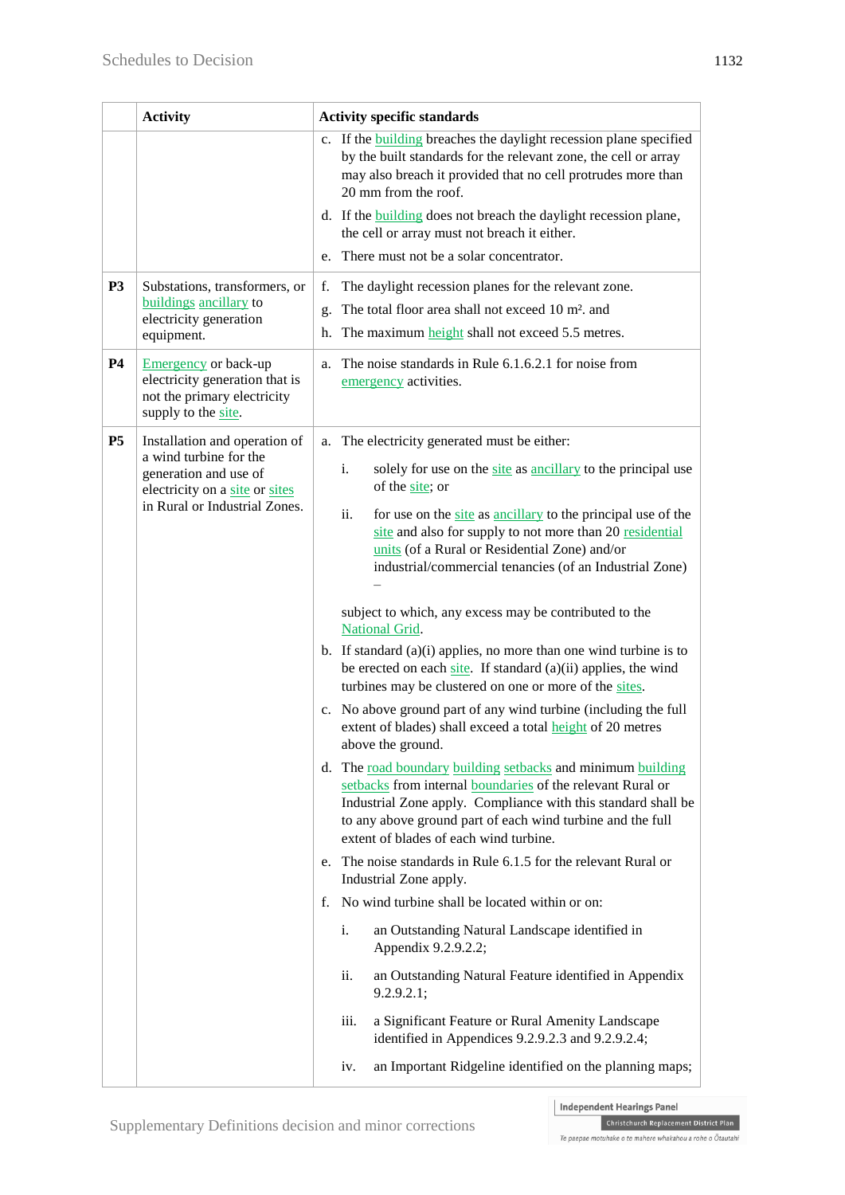| | Activity | Activity specific standards |
|---|---|---|
| | | c. If the building breaches the daylight recession plane specified by the built standards for the relevant zone, the cell or array may also breach it provided that no cell protrudes more than 20 mm from the roof.<br><br>d. If the building does not breach the daylight recession plane, the cell or array must not breach it either.<br><br>e. There must not be a solar concentrator. |
| **P3** | Substations, transformers, or buildings ancillary to electricity generation equipment. | f. The daylight recession planes for the relevant zone.<br><br>g. The total floor area shall not exceed 10 m². and<br><br>h. The maximum height shall not exceed 5.5 metres. |
| **P4** | Emergency or back-up electricity generation that is not the primary electricity supply to the site. | a. The noise standards in Rule 6.1.6.2.1 for noise from emergency activities. |
| **P5** | Installation and operation of a wind turbine for the generation and use of electricity on a site or sites in Rural or Industrial Zones. | a. The electricity generated must be either:<br><br>i. solely for use on the site as ancillary to the principal use of the site; or<br><br>ii. for use on the site as ancillary to the principal use of the site and also for supply to not more than 20 residential units (of a Rural or Residential Zone) and/or industrial/commercial tenancies (of an Industrial Zone) –<br><br>subject to which, any excess may be contributed to the National Grid.<br><br>b. If standard (a)(i) applies, no more than one wind turbine is to be erected on each site. If standard (a)(ii) applies, the wind turbines may be clustered on one or more of the sites.<br><br>c. No above ground part of any wind turbine (including the full extent of blades) shall exceed a total height of 20 metres above the ground.<br><br>d. The road boundary building setbacks and minimum building setbacks from internal boundaries of the relevant Rural or Industrial Zone apply. Compliance with this standard shall be to any above ground part of each wind turbine and the full extent of blades of each wind turbine.<br><br>e. The noise standards in Rule 6.1.5 for the relevant Rural or Industrial Zone apply.<br><br>f. No wind turbine shall be located within or on:<br><br>i. an Outstanding Natural Landscape identified in Appendix 9.2.9.2.2;<br><br>ii. an Outstanding Natural Feature identified in Appendix 9.2.9.2.1;<br><br>iii. a Significant Feature or Rural Amenity Landscape identified in Appendices 9.2.9.2.3 and 9.2.9.2.4;<br><br>iv. an Important Ridgeline identified on the planning maps; |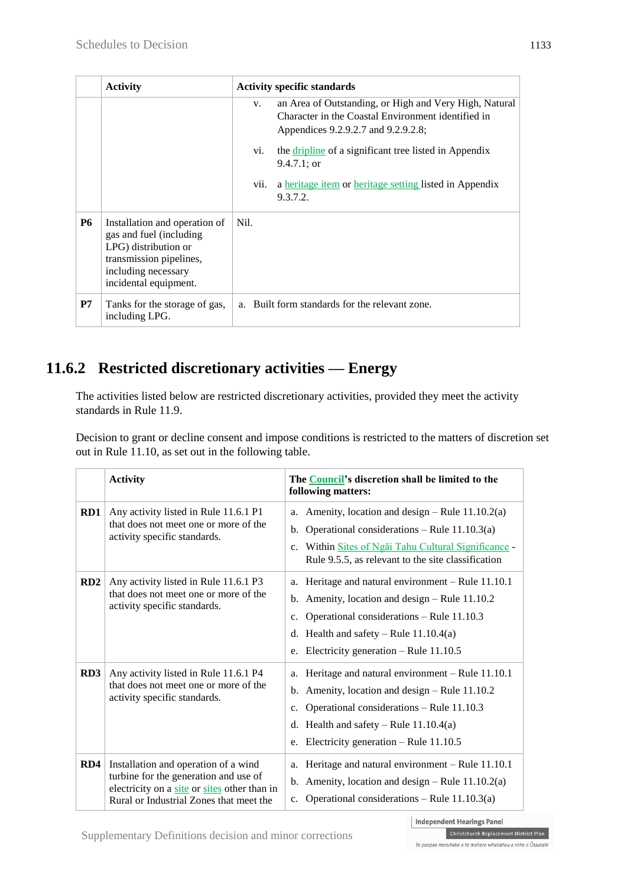|  | Activity | Activity specific standards |
|---|---|---|
|  |  | v. an Area of Outstanding, or High and Very High, Natural Character in the Coastal Environment identified in Appendices 9.2.9.2.7 and 9.2.9.2.8;<br><br>vi. the dripline of a significant tree listed in Appendix 9.4.7.1; or<br><br>vii. a heritage item or heritage setting listed in Appendix 9.3.7.2. |
| **P6** | Installation and operation of gas and fuel (including LPG) distribution or transmission pipelines, including necessary incidental equipment. | Nil. |
| **P7** | Tanks for the storage of gas, including LPG. | a. Built form standards for the relevant zone. |

## 11.6.2 Restricted discretionary activities — Energy

The activities listed below are restricted discretionary activities, provided they meet the activity standards in Rule 11.9.

Decision to grant or decline consent and impose conditions is restricted to the matters of discretion set out in Rule 11.10, as set out in the following table.

|  | Activity | The Council's discretion shall be limited to the following matters: |
|---|---|---|
| **RD1** | Any activity listed in Rule 11.6.1 P1 that does not meet one or more of the activity specific standards. | a. Amenity, location and design – Rule 11.10.2(a)<br>b. Operational considerations – Rule 11.10.3(a)<br>c. Within Sites of Ngāi Tahu Cultural Significance - Rule 9.5.5, as relevant to the site classification |
| **RD2** | Any activity listed in Rule 11.6.1 P3 that does not meet one or more of the activity specific standards. | a. Heritage and natural environment – Rule 11.10.1<br>b. Amenity, location and design – Rule 11.10.2<br>c. Operational considerations – Rule 11.10.3<br>d. Health and safety – Rule 11.10.4(a)<br>e. Electricity generation – Rule 11.10.5 |
| **RD3** | Any activity listed in Rule 11.6.1 P4 that does not meet one or more of the activity specific standards. | a. Heritage and natural environment – Rule 11.10.1<br>b. Amenity, location and design – Rule 11.10.2<br>c. Operational considerations – Rule 11.10.3<br>d. Health and safety – Rule 11.10.4(a)<br>e. Electricity generation – Rule 11.10.5 |
| **RD4** | Installation and operation of a wind turbine for the generation and use of electricity on a site or sites other than in Rural or Industrial Zones that meet the | a. Heritage and natural environment – Rule 11.10.1<br>b. Amenity, location and design – Rule 11.10.2(a)<br>c. Operational considerations – Rule 11.10.3(a) |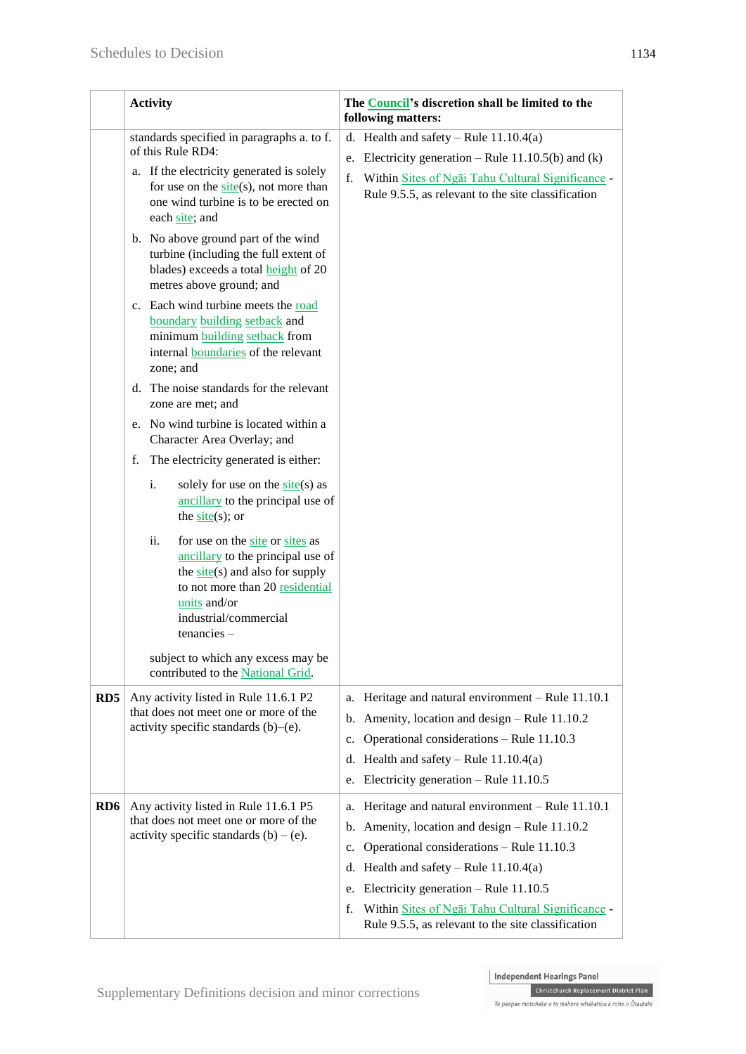| | Activity | The Council's discretion shall be limited to the following matters: |
|---|---|---|
| | standards specified in paragraphs a. to f. of this Rule RD4:<br>a. If the electricity generated is solely for use on the site(s), not more than one wind turbine is to be erected on each site; and<br>b. No above ground part of the wind turbine (including the full extent of blades) exceeds a total height of 20 metres above ground; and<br>c. Each wind turbine meets the road boundary building setback and minimum building setback from internal boundaries of the relevant zone; and<br>d. The noise standards for the relevant zone are met; and<br>e. No wind turbine is located within a Character Area Overlay; and<br>f. The electricity generated is either:<br>i. solely for use on the site(s) as ancillary to the principal use of the site(s); or<br>ii. for use on the site or sites as ancillary to the principal use of the site(s) and also for supply to not more than 20 residential units and/or industrial/commercial tenancies –<br>subject to which any excess may be contributed to the National Grid. | d. Health and safety – Rule 11.10.4(a)<br>e. Electricity generation – Rule 11.10.5(b) and (k)<br>f. Within Sites of Ngāi Tahu Cultural Significance - Rule 9.5.5, as relevant to the site classification |
| **RD5** | Any activity listed in Rule 11.6.1 P2 that does not meet one or more of the activity specific standards (b)–(e). | a. Heritage and natural environment – Rule 11.10.1<br>b. Amenity, location and design – Rule 11.10.2<br>c. Operational considerations – Rule 11.10.3<br>d. Health and safety – Rule 11.10.4(a)<br>e. Electricity generation – Rule 11.10.5 |
| **RD6** | Any activity listed in Rule 11.6.1 P5 that does not meet one or more of the activity specific standards (b) – (e). | a. Heritage and natural environment – Rule 11.10.1<br>b. Amenity, location and design – Rule 11.10.2<br>c. Operational considerations – Rule 11.10.3<br>d. Health and safety – Rule 11.10.4(a)<br>e. Electricity generation – Rule 11.10.5<br>f. Within Sites of Ngāi Tahu Cultural Significance - Rule 9.5.5, as relevant to the site classification |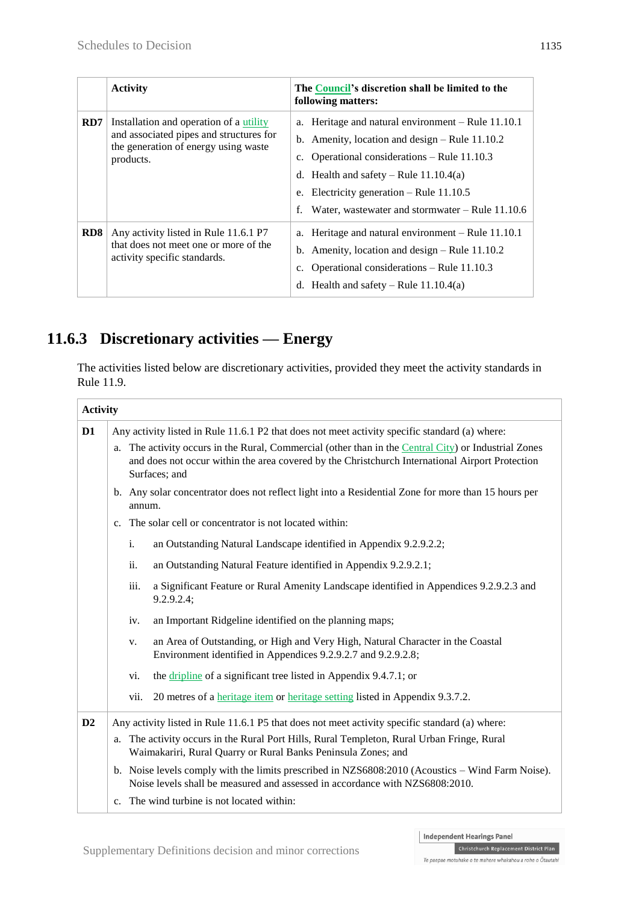|  | Activity | The Council's discretion shall be limited to the following matters: |
|---|---|---|
| **RD7** | Installation and operation of a utility and associated pipes and structures for the generation of energy using waste products. | a. Heritage and natural environment – Rule 11.10.1<br>b. Amenity, location and design – Rule 11.10.2<br>c. Operational considerations – Rule 11.10.3<br>d. Health and safety – Rule 11.10.4(a)<br>e. Electricity generation – Rule 11.10.5<br>f. Water, wastewater and stormwater – Rule 11.10.6 |
| **RD8** | Any activity listed in Rule 11.6.1 P7 that does not meet one or more of the activity specific standards. | a. Heritage and natural environment – Rule 11.10.1<br>b. Amenity, location and design – Rule 11.10.2<br>c. Operational considerations – Rule 11.10.3<br>d. Health and safety – Rule 11.10.4(a) |

## 11.6.3 Discretionary activities — Energy

The activities listed below are discretionary activities, provided they meet the activity standards in Rule 11.9.

| Activity | |
|---|---|
| **D1** | Any activity listed in Rule 11.6.1 P2 that does not meet activity specific standard (a) where:<br>a. The activity occurs in the Rural, Commercial (other than in the Central City) or Industrial Zones and does not occur within the area covered by the Christchurch International Airport Protection Surfaces; and<br>b. Any solar concentrator does not reflect light into a Residential Zone for more than 15 hours per annum.<br>c. The solar cell or concentrator is not located within:<br>i. an Outstanding Natural Landscape identified in Appendix 9.2.9.2.2;<br>ii. an Outstanding Natural Feature identified in Appendix 9.2.9.2.1;<br>iii. a Significant Feature or Rural Amenity Landscape identified in Appendices 9.2.9.2.3 and 9.2.9.2.4;<br>iv. an Important Ridgeline identified on the planning maps;<br>v. an Area of Outstanding, or High and Very High, Natural Character in the Coastal Environment identified in Appendices 9.2.9.2.7 and 9.2.9.2.8;<br>vi. the dripline of a significant tree listed in Appendix 9.4.7.1; or<br>vii. 20 metres of a heritage item or heritage setting listed in Appendix 9.3.7.2. |
| **D2** | Any activity listed in Rule 11.6.1 P5 that does not meet activity specific standard (a) where:<br>a. The activity occurs in the Rural Port Hills, Rural Templeton, Rural Urban Fringe, Rural Waimakariri, Rural Quarry or Rural Banks Peninsula Zones; and<br>b. Noise levels comply with the limits prescribed in NZS6808:2010 (Acoustics – Wind Farm Noise). Noise levels shall be measured and assessed in accordance with NZS6808:2010.<br>c. The wind turbine is not located within: |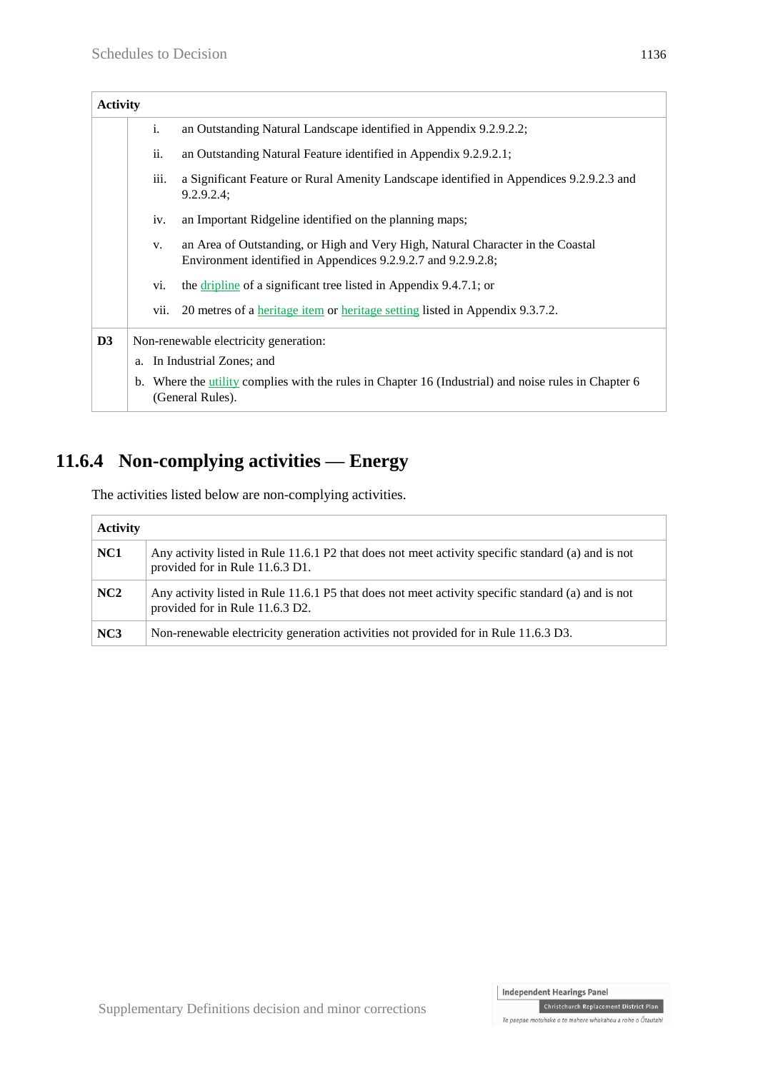| Activity | |
|---|---|
| | i. an Outstanding Natural Landscape identified in Appendix 9.2.9.2.2; |
| | ii. an Outstanding Natural Feature identified in Appendix 9.2.9.2.1; |
| | iii. a Significant Feature or Rural Amenity Landscape identified in Appendices 9.2.9.2.3 and 9.2.9.2.4; |
| | iv. an Important Ridgeline identified on the planning maps; |
| | v. an Area of Outstanding, or High and Very High, Natural Character in the Coastal Environment identified in Appendices 9.2.9.2.7 and 9.2.9.2.8; |
| | vi. the dripline of a significant tree listed in Appendix 9.4.7.1; or |
| | vii. 20 metres of a heritage item or heritage setting listed in Appendix 9.3.7.2. |
| **D3** | Non-renewable electricity generation:<br>a. In Industrial Zones; and<br>b. Where the utility complies with the rules in Chapter 16 (Industrial) and noise rules in Chapter 6 (General Rules). |

## 11.6.4 Non-complying activities — Energy

The activities listed below are non-complying activities.

| Activity | |
|---|---|
| **NC1** | Any activity listed in Rule 11.6.1 P2 that does not meet activity specific standard (a) and is not provided for in Rule 11.6.3 D1. |
| **NC2** | Any activity listed in Rule 11.6.1 P5 that does not meet activity specific standard (a) and is not provided for in Rule 11.6.3 D2. |
| **NC3** | Non-renewable electricity generation activities not provided for in Rule 11.6.3 D3. |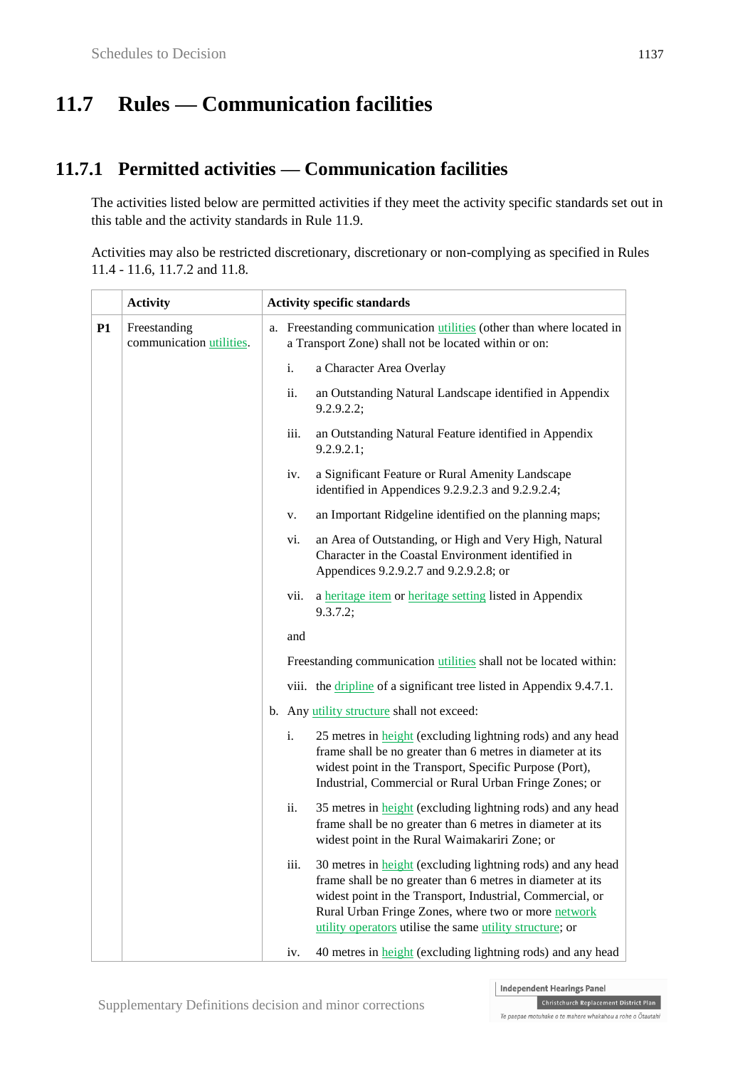# 11.7 Rules — Communication facilities

## 11.7.1 Permitted activities — Communication facilities

The activities listed below are permitted activities if they meet the activity specific standards set out in this table and the activity standards in Rule 11.9.

Activities may also be restricted discretionary, discretionary or non-complying as specified in Rules 11.4 - 11.6, 11.7.2 and 11.8.

| | Activity | Activity specific standards |
|---|---|---|
| **P1** | Freestanding communication utilities. | a. Freestanding communication utilities (other than where located in a Transport Zone) shall not be located within or on:<br>i. a Character Area Overlay<br>ii. an Outstanding Natural Landscape identified in Appendix 9.2.9.2.2;<br>iii. an Outstanding Natural Feature identified in Appendix 9.2.9.2.1;<br>iv. a Significant Feature or Rural Amenity Landscape identified in Appendices 9.2.9.2.3 and 9.2.9.2.4;<br>v. an Important Ridgeline identified on the planning maps;<br>vi. an Area of Outstanding, or High and Very High, Natural Character in the Coastal Environment identified in Appendices 9.2.9.2.7 and 9.2.9.2.8; or<br>vii. a heritage item or heritage setting listed in Appendix 9.3.7.2;<br>and<br>Freestanding communication utilities shall not be located within:<br>viii. the dripline of a significant tree listed in Appendix 9.4.7.1.<br>b. Any utility structure shall not exceed:<br>i. 25 metres in height (excluding lightning rods) and any head frame shall be no greater than 6 metres in diameter at its widest point in the Transport, Specific Purpose (Port), Industrial, Commercial or Rural Urban Fringe Zones; or<br>ii. 35 metres in height (excluding lightning rods) and any head frame shall be no greater than 6 metres in diameter at its widest point in the Rural Waimakariri Zone; or<br>iii. 30 metres in height (excluding lightning rods) and any head frame shall be no greater than 6 metres in diameter at its widest point in the Transport, Industrial, Commercial, or Rural Urban Fringe Zones, where two or more network utility operators utilise the same utility structure; or<br>iv. 40 metres in height (excluding lightning rods) and any head |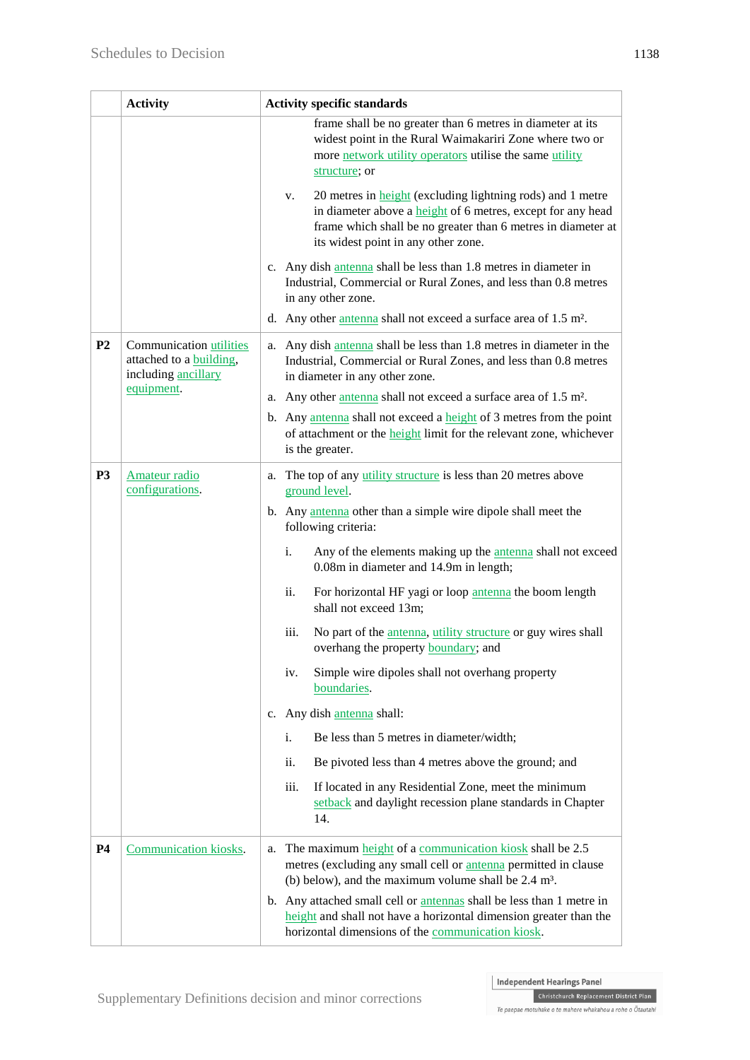| | Activity | Activity specific standards |
|---|---|---|
| | | frame shall be no greater than 6 metres in diameter at its widest point in the Rural Waimakariri Zone where two or more network utility operators utilise the same utility structure; or<br><br>v. 20 metres in height (excluding lightning rods) and 1 metre in diameter above a height of 6 metres, except for any head frame which shall be no greater than 6 metres in diameter at its widest point in any other zone.<br><br>c. Any dish antenna shall be less than 1.8 metres in diameter in Industrial, Commercial or Rural Zones, and less than 0.8 metres in any other zone.<br><br>d. Any other antenna shall not exceed a surface area of 1.5 m². |
| **P2** | Communication utilities attached to a building, including ancillary equipment. | a. Any dish antenna shall be less than 1.8 metres in diameter in the Industrial, Commercial or Rural Zones, and less than 0.8 metres in diameter in any other zone.<br><br>a. Any other antenna shall not exceed a surface area of 1.5 m².<br><br>b. Any antenna shall not exceed a height of 3 metres from the point of attachment or the height limit for the relevant zone, whichever is the greater. |
| **P3** | Amateur radio configurations. | a. The top of any utility structure is less than 20 metres above ground level.<br><br>b. Any antenna other than a simple wire dipole shall meet the following criteria:<br><br>i. Any of the elements making up the antenna shall not exceed 0.08m in diameter and 14.9m in length;<br><br>ii. For horizontal HF yagi or loop antenna the boom length shall not exceed 13m;<br><br>iii. No part of the antenna, utility structure or guy wires shall overhang the property boundary; and<br><br>iv. Simple wire dipoles shall not overhang property boundaries.<br><br>c. Any dish antenna shall:<br><br>i. Be less than 5 metres in diameter/width;<br><br>ii. Be pivoted less than 4 metres above the ground; and<br><br>iii. If located in any Residential Zone, meet the minimum setback and daylight recession plane standards in Chapter 14. |
| **P4** | Communication kiosks. | a. The maximum height of a communication kiosk shall be 2.5 metres (excluding any small cell or antenna permitted in clause (b) below), and the maximum volume shall be 2.4 m³.<br><br>b. Any attached small cell or antennas shall be less than 1 metre in height and shall not have a horizontal dimension greater than the horizontal dimensions of the communication kiosk. |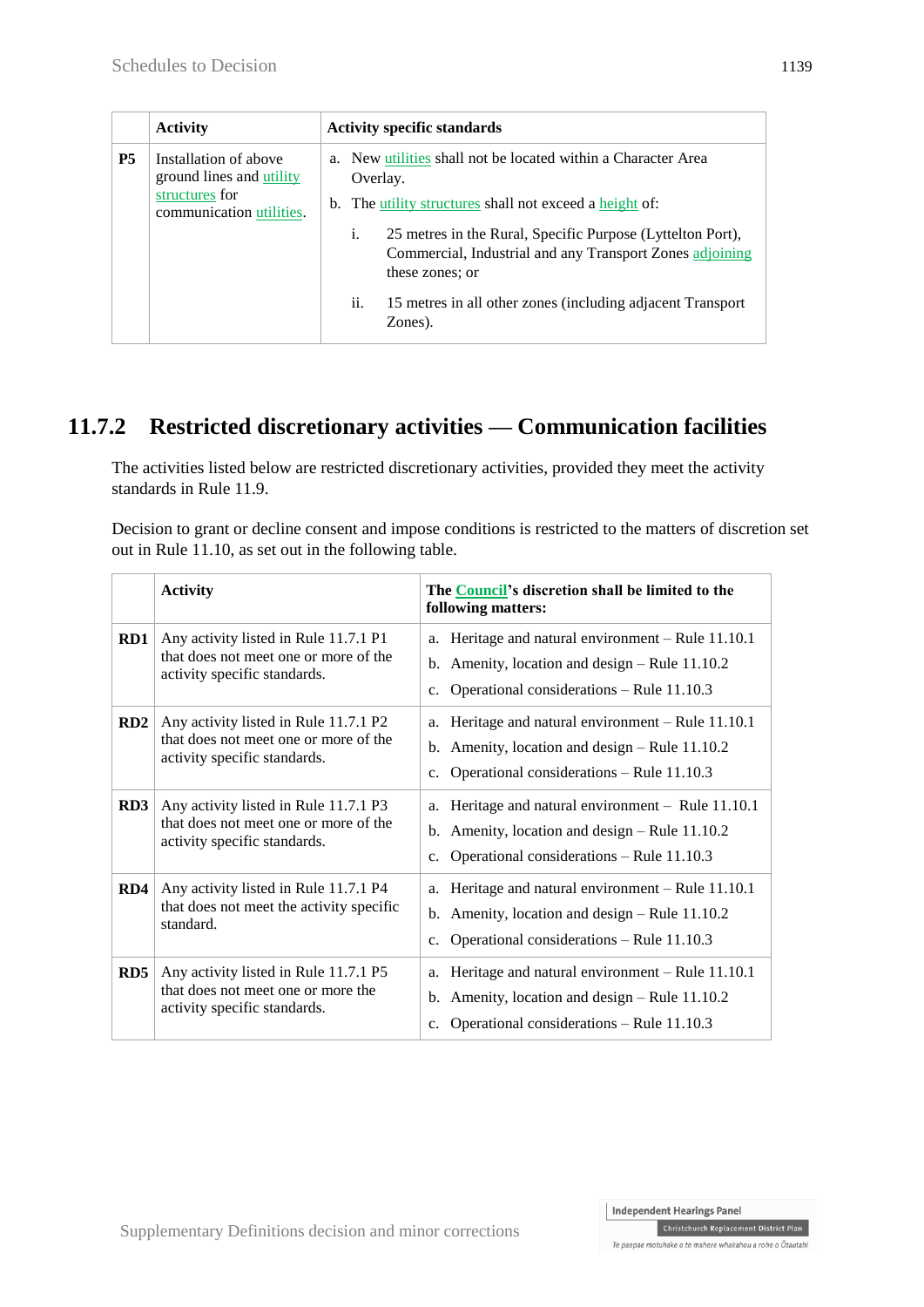|  | Activity | Activity specific standards |
|---|---|---|
| **P5** | Installation of above ground lines and utility structures for communication utilities. | a. New utilities shall not be located within a Character Area Overlay.<br>b. The utility structures shall not exceed a height of:<br>i. 25 metres in the Rural, Specific Purpose (Lyttelton Port), Commercial, Industrial and any Transport Zones adjoining these zones; or<br>ii. 15 metres in all other zones (including adjacent Transport Zones). |

## 11.7.2 Restricted discretionary activities — Communication facilities

The activities listed below are restricted discretionary activities, provided they meet the activity standards in Rule 11.9.

Decision to grant or decline consent and impose conditions is restricted to the matters of discretion set out in Rule 11.10, as set out in the following table.

|  | Activity | The Council's discretion shall be limited to the following matters: |
|---|---|---|
| **RD1** | Any activity listed in Rule 11.7.1 P1 that does not meet one or more of the activity specific standards. | a. Heritage and natural environment – Rule 11.10.1<br>b. Amenity, location and design – Rule 11.10.2<br>c. Operational considerations – Rule 11.10.3 |
| **RD2** | Any activity listed in Rule 11.7.1 P2 that does not meet one or more of the activity specific standards. | a. Heritage and natural environment – Rule 11.10.1<br>b. Amenity, location and design – Rule 11.10.2<br>c. Operational considerations – Rule 11.10.3 |
| **RD3** | Any activity listed in Rule 11.7.1 P3 that does not meet one or more of the activity specific standards. | a. Heritage and natural environment – Rule 11.10.1<br>b. Amenity, location and design – Rule 11.10.2<br>c. Operational considerations – Rule 11.10.3 |
| **RD4** | Any activity listed in Rule 11.7.1 P4 that does not meet the activity specific standard. | a. Heritage and natural environment – Rule 11.10.1<br>b. Amenity, location and design – Rule 11.10.2<br>c. Operational considerations – Rule 11.10.3 |
| **RD5** | Any activity listed in Rule 11.7.1 P5 that does not meet one or more the activity specific standards. | a. Heritage and natural environment – Rule 11.10.1<br>b. Amenity, location and design – Rule 11.10.2<br>c. Operational considerations – Rule 11.10.3 |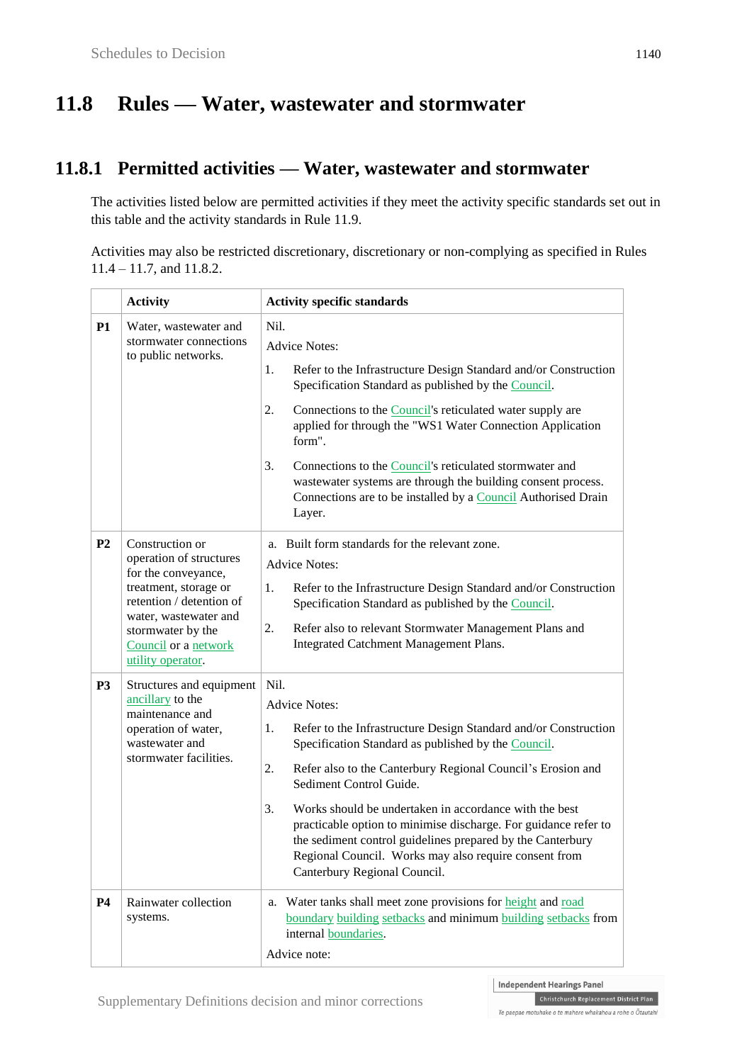# 11.8 Rules — Water, wastewater and stormwater

## 11.8.1 Permitted activities — Water, wastewater and stormwater

The activities listed below are permitted activities if they meet the activity specific standards set out in this table and the activity standards in Rule 11.9.

Activities may also be restricted discretionary, discretionary or non-complying as specified in Rules 11.4 – 11.7, and 11.8.2.

| | Activity | Activity specific standards |
|---|---|---|
| **P1** | Water, wastewater and stormwater connections to public networks. | Nil.<br>Advice Notes:<br>1. Refer to the Infrastructure Design Standard and/or Construction Specification Standard as published by the Council.<br>2. Connections to the Council's reticulated water supply are applied for through the "WS1 Water Connection Application form".<br>3. Connections to the Council's reticulated stormwater and wastewater systems are through the building consent process. Connections are to be installed by a Council Authorised Drain Layer. |
| **P2** | Construction or operation of structures for the conveyance, treatment, storage or retention / detention of water, wastewater and stormwater by the Council or a network utility operator. | a. Built form standards for the relevant zone.<br>Advice Notes:<br>1. Refer to the Infrastructure Design Standard and/or Construction Specification Standard as published by the Council.<br>2. Refer also to relevant Stormwater Management Plans and Integrated Catchment Management Plans. |
| **P3** | Structures and equipment ancillary to the maintenance and operation of water, wastewater and stormwater facilities. | Nil.<br>Advice Notes:<br>1. Refer to the Infrastructure Design Standard and/or Construction Specification Standard as published by the Council.<br>2. Refer also to the Canterbury Regional Council's Erosion and Sediment Control Guide.<br>3. Works should be undertaken in accordance with the best practicable option to minimise discharge. For guidance refer to the sediment control guidelines prepared by the Canterbury Regional Council. Works may also require consent from Canterbury Regional Council. |
| **P4** | Rainwater collection systems. | a. Water tanks shall meet zone provisions for height and road boundary building setbacks and minimum building setbacks from internal boundaries.<br>Advice note: |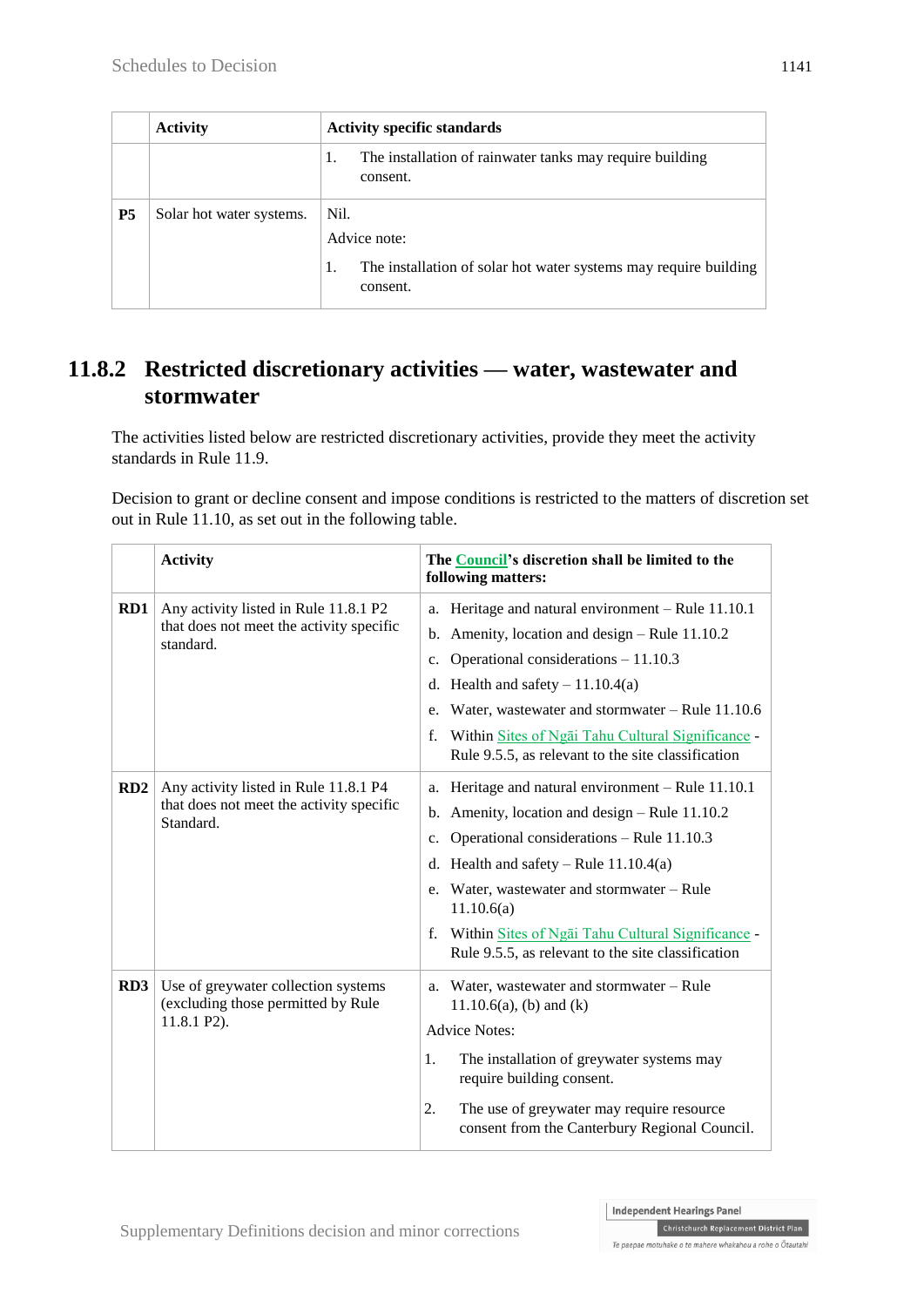|  | Activity | Activity specific standards |
|---|---|---|
|  |  | 1. The installation of rainwater tanks may require building consent. |
| **P5** | Solar hot water systems. | Nil.<br><br>Advice note:<br><br>1. The installation of solar hot water systems may require building consent. |

## 11.8.2 Restricted discretionary activities — water, wastewater and stormwater

The activities listed below are restricted discretionary activities, provide they meet the activity standards in Rule 11.9.

Decision to grant or decline consent and impose conditions is restricted to the matters of discretion set out in Rule 11.10, as set out in the following table.

|  | Activity | The Council's discretion shall be limited to the following matters: |
|---|---|---|
| **RD1** | Any activity listed in Rule 11.8.1 P2 that does not meet the activity specific standard. | a. Heritage and natural environment – Rule 11.10.1<br>b. Amenity, location and design – Rule 11.10.2<br>c. Operational considerations – 11.10.3<br>d. Health and safety – 11.10.4(a)<br>e. Water, wastewater and stormwater – Rule 11.10.6<br>f. Within Sites of Ngāi Tahu Cultural Significance - Rule 9.5.5, as relevant to the site classification |
| **RD2** | Any activity listed in Rule 11.8.1 P4 that does not meet the activity specific Standard. | a. Heritage and natural environment – Rule 11.10.1<br>b. Amenity, location and design – Rule 11.10.2<br>c. Operational considerations – Rule 11.10.3<br>d. Health and safety – Rule 11.10.4(a)<br>e. Water, wastewater and stormwater – Rule 11.10.6(a)<br>f. Within Sites of Ngāi Tahu Cultural Significance - Rule 9.5.5, as relevant to the site classification |
| **RD3** | Use of greywater collection systems (excluding those permitted by Rule 11.8.1 P2). | a. Water, wastewater and stormwater – Rule 11.10.6(a), (b) and (k)<br><br>Advice Notes:<br><br>1. The installation of greywater systems may require building consent.<br><br>2. The use of greywater may require resource consent from the Canterbury Regional Council. |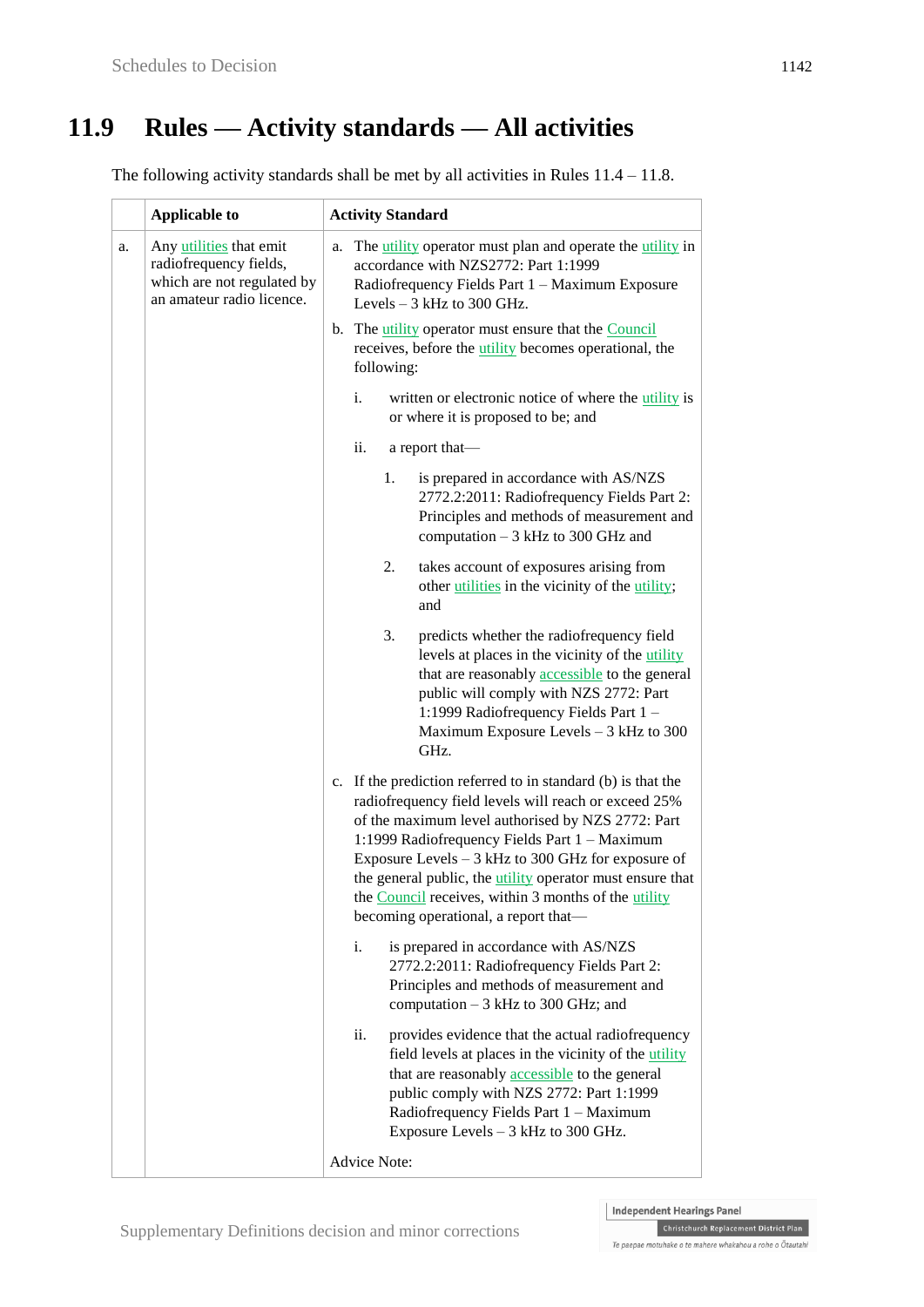## 11.9 Rules — Activity standards — All activities

The following activity standards shall be met by all activities in Rules 11.4 – 11.8.

| | Applicable to | Activity Standard |
|---|---|---|
| a. | Any utilities that emit radiofrequency fields, which are not regulated by an amateur radio licence. | a. The utility operator must plan and operate the utility in accordance with NZS2772: Part 1:1999 Radiofrequency Fields Part 1 – Maximum Exposure Levels – 3 kHz to 300 GHz.<br><br>b. The utility operator must ensure that the Council receives, before the utility becomes operational, the following:<br><br>i. written or electronic notice of where the utility is or where it is proposed to be; and<br><br>ii. a report that—<br><br>1. is prepared in accordance with AS/NZS 2772.2:2011: Radiofrequency Fields Part 2: Principles and methods of measurement and computation – 3 kHz to 300 GHz and<br><br>2. takes account of exposures arising from other utilities in the vicinity of the utility; and<br><br>3. predicts whether the radiofrequency field levels at places in the vicinity of the utility that are reasonably accessible to the general public will comply with NZS 2772: Part 1:1999 Radiofrequency Fields Part 1 – Maximum Exposure Levels – 3 kHz to 300 GHz.<br><br>c. If the prediction referred to in standard (b) is that the radiofrequency field levels will reach or exceed 25% of the maximum level authorised by NZS 2772: Part 1:1999 Radiofrequency Fields Part 1 – Maximum Exposure Levels – 3 kHz to 300 GHz for exposure of the general public, the utility operator must ensure that the Council receives, within 3 months of the utility becoming operational, a report that—<br><br>i. is prepared in accordance with AS/NZS 2772.2:2011: Radiofrequency Fields Part 2: Principles and methods of measurement and computation – 3 kHz to 300 GHz; and<br><br>ii. provides evidence that the actual radiofrequency field levels at places in the vicinity of the utility that are reasonably accessible to the general public comply with NZS 2772: Part 1:1999 Radiofrequency Fields Part 1 – Maximum Exposure Levels – 3 kHz to 300 GHz.<br><br>Advice Note: |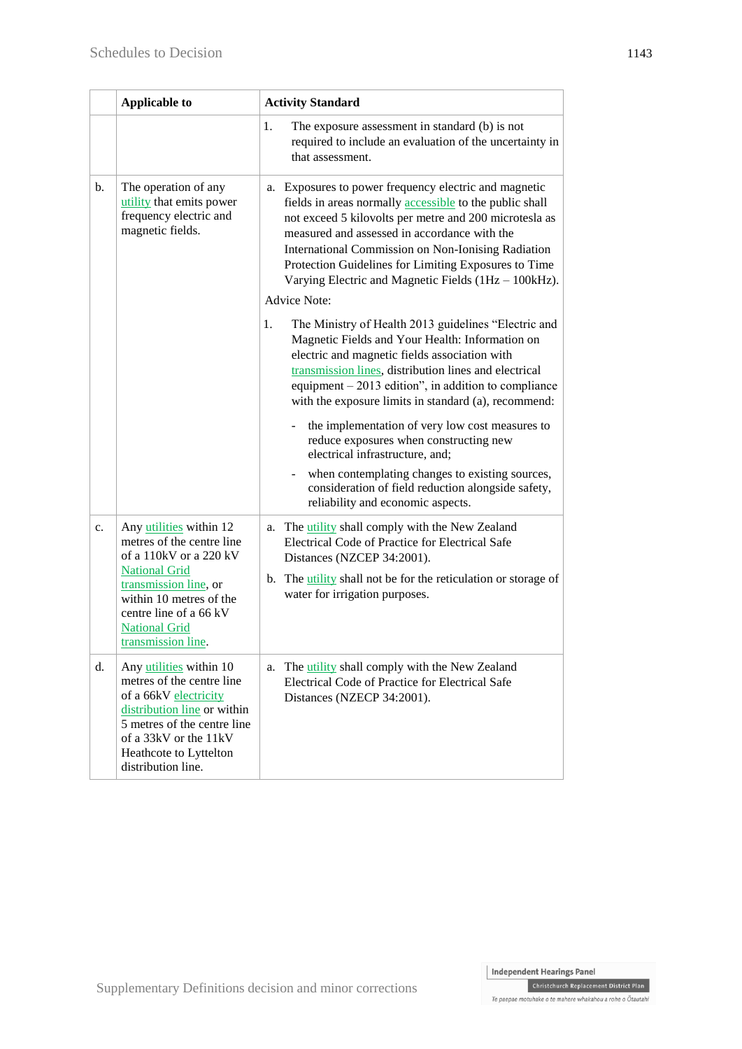| | Applicable to | Activity Standard |
|---|---|---|
| | | 1. The exposure assessment in standard (b) is not required to include an evaluation of the uncertainty in that assessment. |
| b. | The operation of any utility that emits power frequency electric and magnetic fields. | a. Exposures to power frequency electric and magnetic fields in areas normally accessible to the public shall not exceed 5 kilovolts per metre and 200 microtesla as measured and assessed in accordance with the International Commission on Non-Ionising Radiation Protection Guidelines for Limiting Exposures to Time Varying Electric and Magnetic Fields (1Hz – 100kHz).<br><br>Advice Note:<br><br>1. The Ministry of Health 2013 guidelines "Electric and Magnetic Fields and Your Health: Information on electric and magnetic fields association with transmission lines, distribution lines and electrical equipment – 2013 edition", in addition to compliance with the exposure limits in standard (a), recommend:<br>- the implementation of very low cost measures to reduce exposures when constructing new electrical infrastructure, and;<br>- when contemplating changes to existing sources, consideration of field reduction alongside safety, reliability and economic aspects. |
| c. | Any utilities within 12 metres of the centre line of a 110kV or a 220 kV National Grid transmission line, or within 10 metres of the centre line of a 66 kV National Grid transmission line. | a. The utility shall comply with the New Zealand Electrical Code of Practice for Electrical Safe Distances (NZCEP 34:2001).<br><br>b. The utility shall not be for the reticulation or storage of water for irrigation purposes. |
| d. | Any utilities within 10 metres of the centre line of a 66kV electricity distribution line or within 5 metres of the centre line of a 33kV or the 11kV Heathcote to Lyttelton distribution line. | a. The utility shall comply with the New Zealand Electrical Code of Practice for Electrical Safe Distances (NZECP 34:2001). |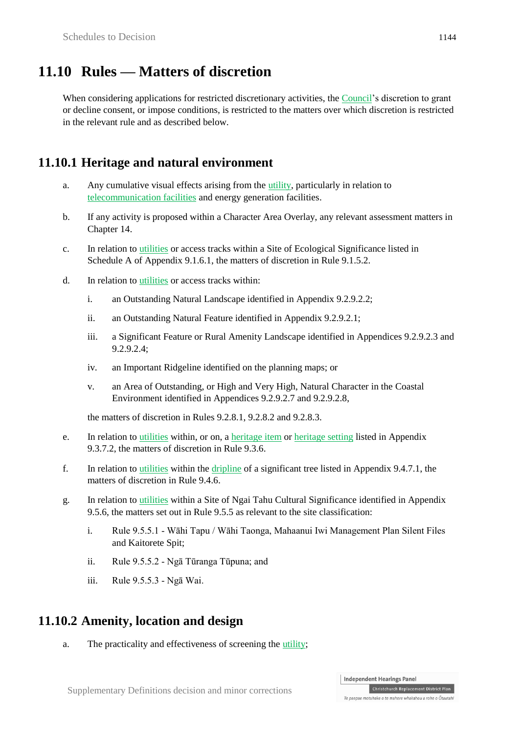## 11.10 Rules — Matters of discretion

When considering applications for restricted discretionary activities, the Council's discretion to grant or decline consent, or impose conditions, is restricted to the matters over which discretion is restricted in the relevant rule and as described below.

### 11.10.1 Heritage and natural environment

a. Any cumulative visual effects arising from the utility, particularly in relation to telecommunication facilities and energy generation facilities.

b. If any activity is proposed within a Character Area Overlay, any relevant assessment matters in Chapter 14.

c. In relation to utilities or access tracks within a Site of Ecological Significance listed in Schedule A of Appendix 9.1.6.1, the matters of discretion in Rule 9.1.5.2.

d. In relation to utilities or access tracks within:

   i. an Outstanding Natural Landscape identified in Appendix 9.2.9.2.2;

   ii. an Outstanding Natural Feature identified in Appendix 9.2.9.2.1;

   iii. a Significant Feature or Rural Amenity Landscape identified in Appendices 9.2.9.2.3 and 9.2.9.2.4;

   iv. an Important Ridgeline identified on the planning maps; or

   v. an Area of Outstanding, or High and Very High, Natural Character in the Coastal Environment identified in Appendices 9.2.9.2.7 and 9.2.9.2.8,

   the matters of discretion in Rules 9.2.8.1, 9.2.8.2 and 9.2.8.3.

e. In relation to utilities within, or on, a heritage item or heritage setting listed in Appendix 9.3.7.2, the matters of discretion in Rule 9.3.6.

f. In relation to utilities within the dripline of a significant tree listed in Appendix 9.4.7.1, the matters of discretion in Rule 9.4.6.

g. In relation to utilities within a Site of Ngai Tahu Cultural Significance identified in Appendix 9.5.6, the matters set out in Rule 9.5.5 as relevant to the site classification:

   i. Rule 9.5.5.1 - Wāhi Tapu / Wāhi Taonga, Mahaanui Iwi Management Plan Silent Files and Kaitorete Spit;

   ii. Rule 9.5.5.2 - Ngā Tūranga Tūpuna; and

   iii. Rule 9.5.5.3 - Ngā Wai.

### 11.10.2 Amenity, location and design

a. The practicality and effectiveness of screening the utility;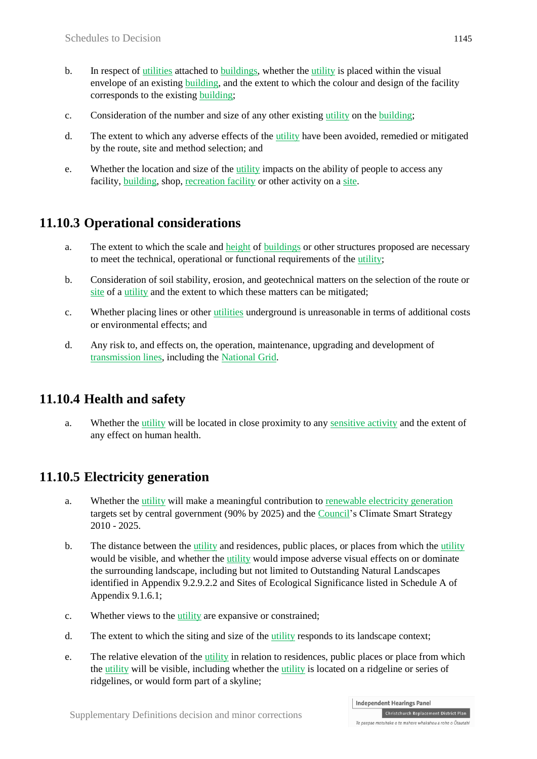b. In respect of utilities attached to buildings, whether the utility is placed within the visual envelope of an existing building, and the extent to which the colour and design of the facility corresponds to the existing building;

c. Consideration of the number and size of any other existing utility on the building;

d. The extent to which any adverse effects of the utility have been avoided, remedied or mitigated by the route, site and method selection; and

e. Whether the location and size of the utility impacts on the ability of people to access any facility, building, shop, recreation facility or other activity on a site.

## 11.10.3 Operational considerations

a. The extent to which the scale and height of buildings or other structures proposed are necessary to meet the technical, operational or functional requirements of the utility;

b. Consideration of soil stability, erosion, and geotechnical matters on the selection of the route or site of a utility and the extent to which these matters can be mitigated;

c. Whether placing lines or other utilities underground is unreasonable in terms of additional costs or environmental effects; and

d. Any risk to, and effects on, the operation, maintenance, upgrading and development of transmission lines, including the National Grid.

## 11.10.4 Health and safety

a. Whether the utility will be located in close proximity to any sensitive activity and the extent of any effect on human health.

## 11.10.5 Electricity generation

a. Whether the utility will make a meaningful contribution to renewable electricity generation targets set by central government (90% by 2025) and the Council's Climate Smart Strategy 2010 - 2025.

b. The distance between the utility and residences, public places, or places from which the utility would be visible, and whether the utility would impose adverse visual effects on or dominate the surrounding landscape, including but not limited to Outstanding Natural Landscapes identified in Appendix 9.2.9.2.2 and Sites of Ecological Significance listed in Schedule A of Appendix 9.1.6.1;

c. Whether views to the utility are expansive or constrained;

d. The extent to which the siting and size of the utility responds to its landscape context;

e. The relative elevation of the utility in relation to residences, public places or place from which the utility will be visible, including whether the utility is located on a ridgeline or series of ridgelines, or would form part of a skyline;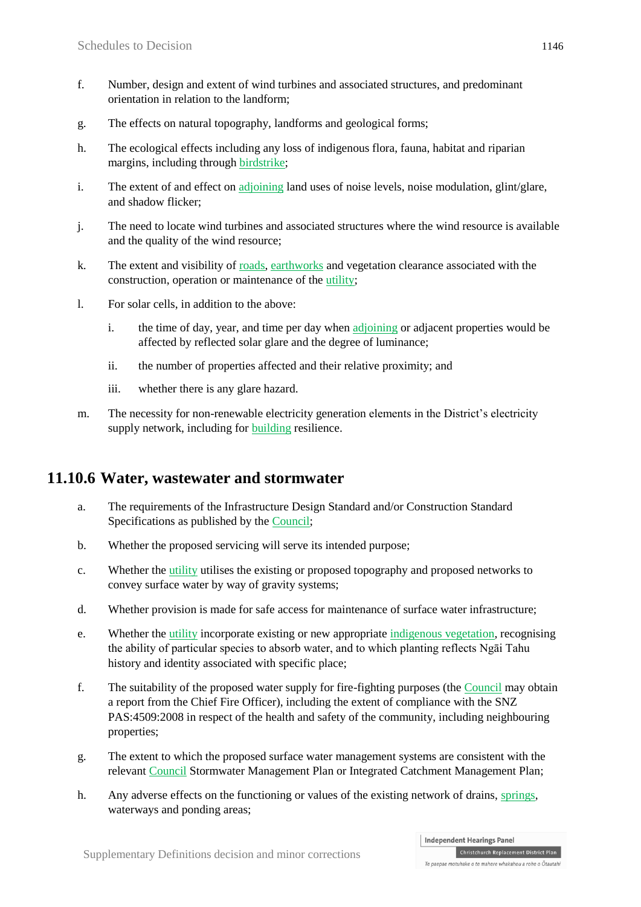f. Number, design and extent of wind turbines and associated structures, and predominant orientation in relation to the landform;

g. The effects on natural topography, landforms and geological forms;

h. The ecological effects including any loss of indigenous flora, fauna, habitat and riparian margins, including through birdstrike;

i. The extent of and effect on adjoining land uses of noise levels, noise modulation, glint/glare, and shadow flicker;

j. The need to locate wind turbines and associated structures where the wind resource is available and the quality of the wind resource;

k. The extent and visibility of roads, earthworks and vegetation clearance associated with the construction, operation or maintenance of the utility;

l. For solar cells, in addition to the above:

   i. the time of day, year, and time per day when adjoining or adjacent properties would be affected by reflected solar glare and the degree of luminance;

   ii. the number of properties affected and their relative proximity; and

   iii. whether there is any glare hazard.

m. The necessity for non-renewable electricity generation elements in the District's electricity supply network, including for building resilience.

## 11.10.6 Water, wastewater and stormwater

a. The requirements of the Infrastructure Design Standard and/or Construction Standard Specifications as published by the Council;

b. Whether the proposed servicing will serve its intended purpose;

c. Whether the utility utilises the existing or proposed topography and proposed networks to convey surface water by way of gravity systems;

d. Whether provision is made for safe access for maintenance of surface water infrastructure;

e. Whether the utility incorporate existing or new appropriate indigenous vegetation, recognising the ability of particular species to absorb water, and to which planting reflects Ngāi Tahu history and identity associated with specific place;

f. The suitability of the proposed water supply for fire-fighting purposes (the Council may obtain a report from the Chief Fire Officer), including the extent of compliance with the SNZ PAS:4509:2008 in respect of the health and safety of the community, including neighbouring properties;

g. The extent to which the proposed surface water management systems are consistent with the relevant Council Stormwater Management Plan or Integrated Catchment Management Plan;

h. Any adverse effects on the functioning or values of the existing network of drains, springs, waterways and ponding areas;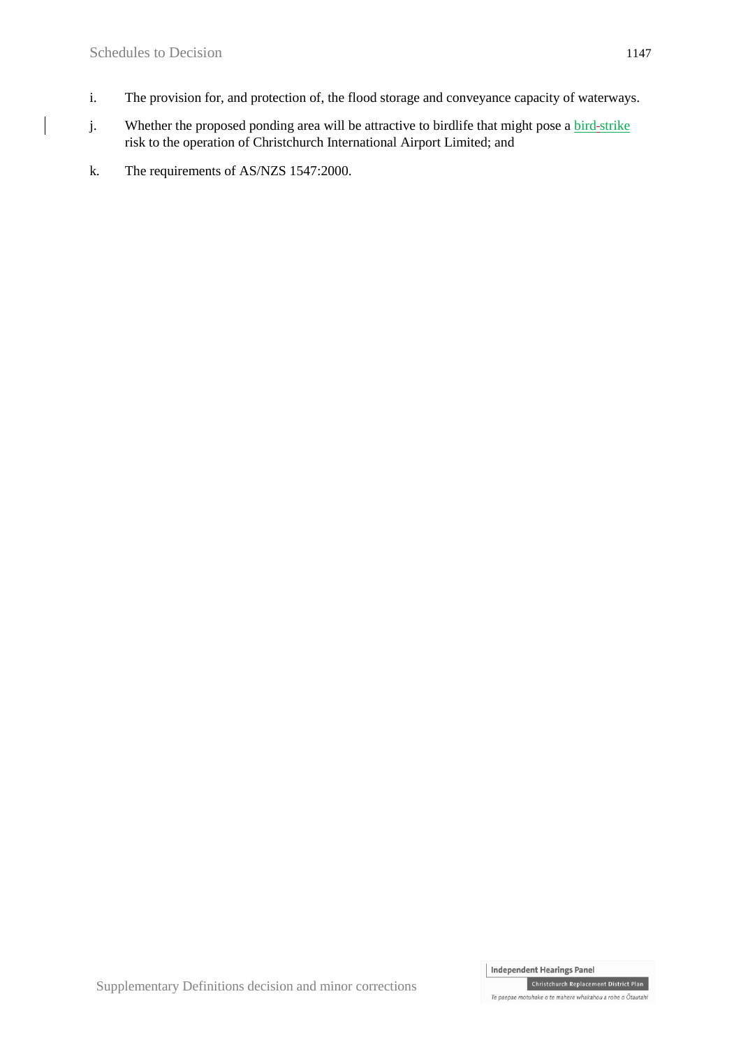i. The provision for, and protection of, the flood storage and conveyance capacity of waterways.

j. Whether the proposed ponding area will be attractive to birdlife that might pose a bird-strike risk to the operation of Christchurch International Airport Limited; and

k. The requirements of AS/NZS 1547:2000.